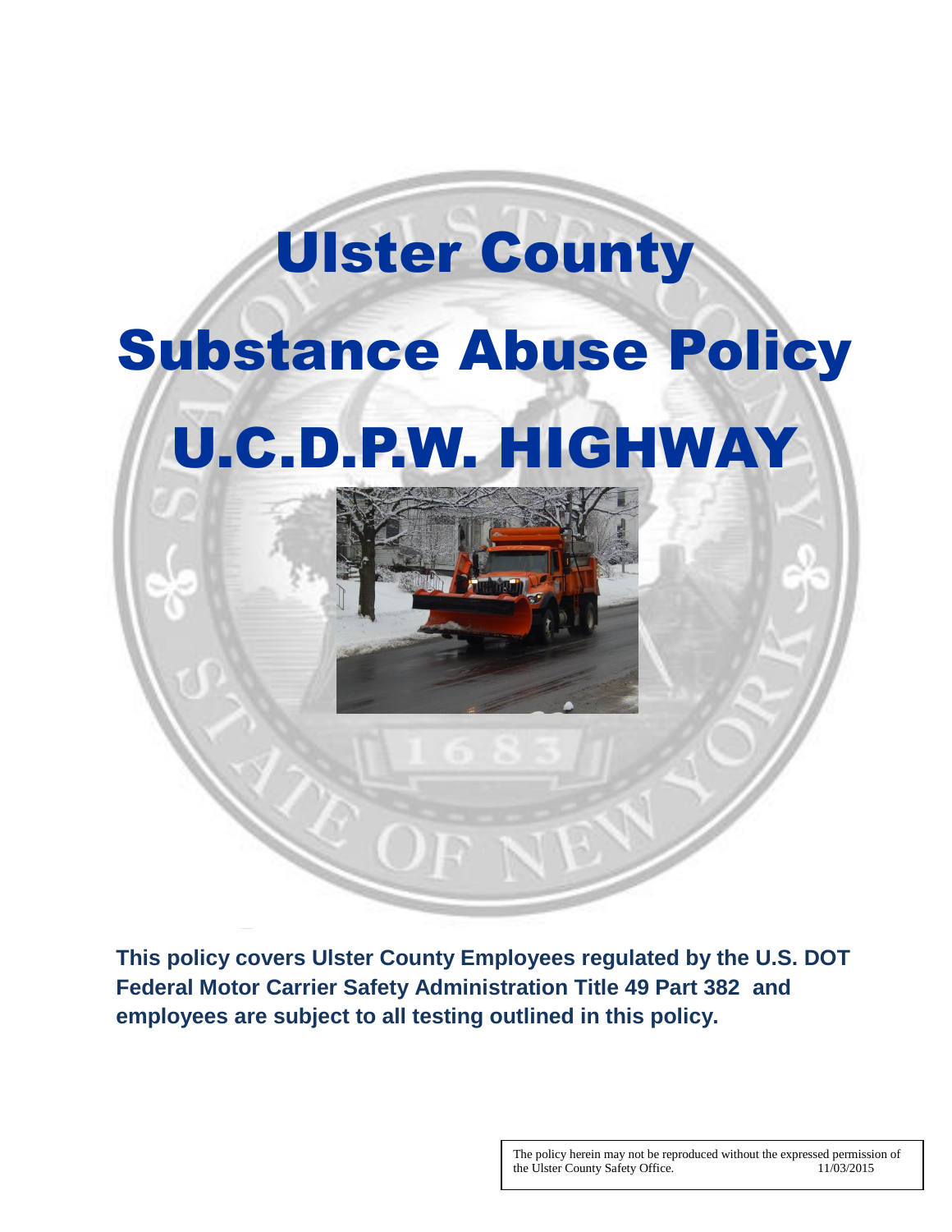# Ulster County

# Substance Abuse Policy

# U.C.D.P.W. HIGHWAY

**This policy covers Ulster County Employees regulated by the U.S. DOT Federal Motor Carrier Safety Administration Title 49 Part 382 and employees are subject to all testing outlined in this policy.**

The policy herein may not be reproduced without the expressed permission of the Ulster County Safety Office. 11/03/2015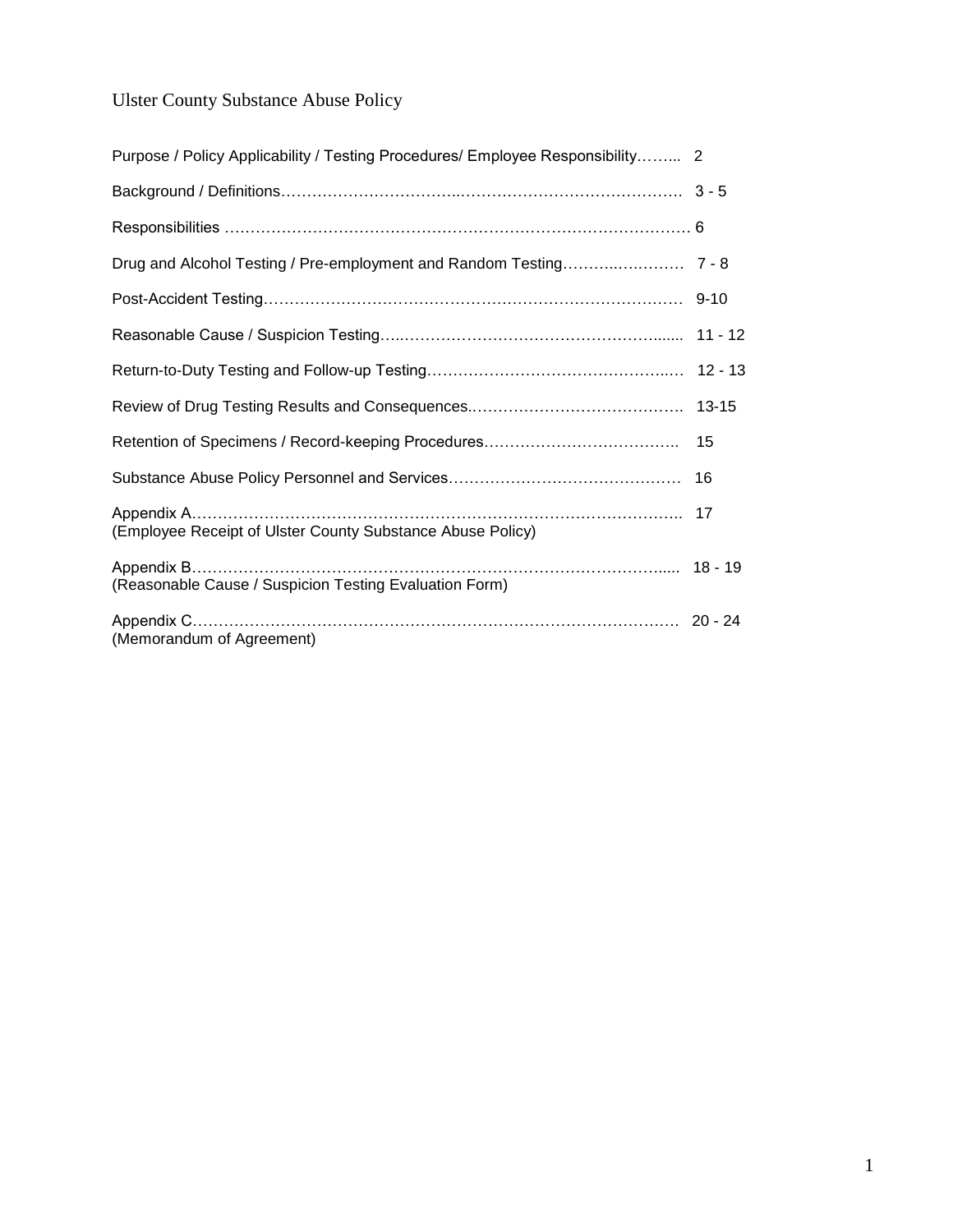# Ulster County Substance Abuse Policy

| Section | Page |
|---|---|
| Purpose / Policy Applicability / Testing Procedures/ Employee Responsibility | 2 |
| Background / Definitions | 3 - 5 |
| Responsibilities | 6 |
| Drug and Alcohol Testing / Pre-employment and Random Testing | 7 - 8 |
| Post-Accident Testing | 9-10 |
| Reasonable Cause / Suspicion Testing | 11 - 12 |
| Return-to-Duty Testing and Follow-up Testing | 12 - 13 |
| Review of Drug Testing Results and Consequences. | 13-15 |
| Retention of Specimens / Record-keeping Procedures | 15 |
| Substance Abuse Policy Personnel and Services | 16 |
| Appendix A (Employee Receipt of Ulster County Substance Abuse Policy) | 17 |
| Appendix B (Reasonable Cause / Suspicion Testing Evaluation Form) | 18 - 19 |
| Appendix C (Memorandum of Agreement) | 20 - 24 |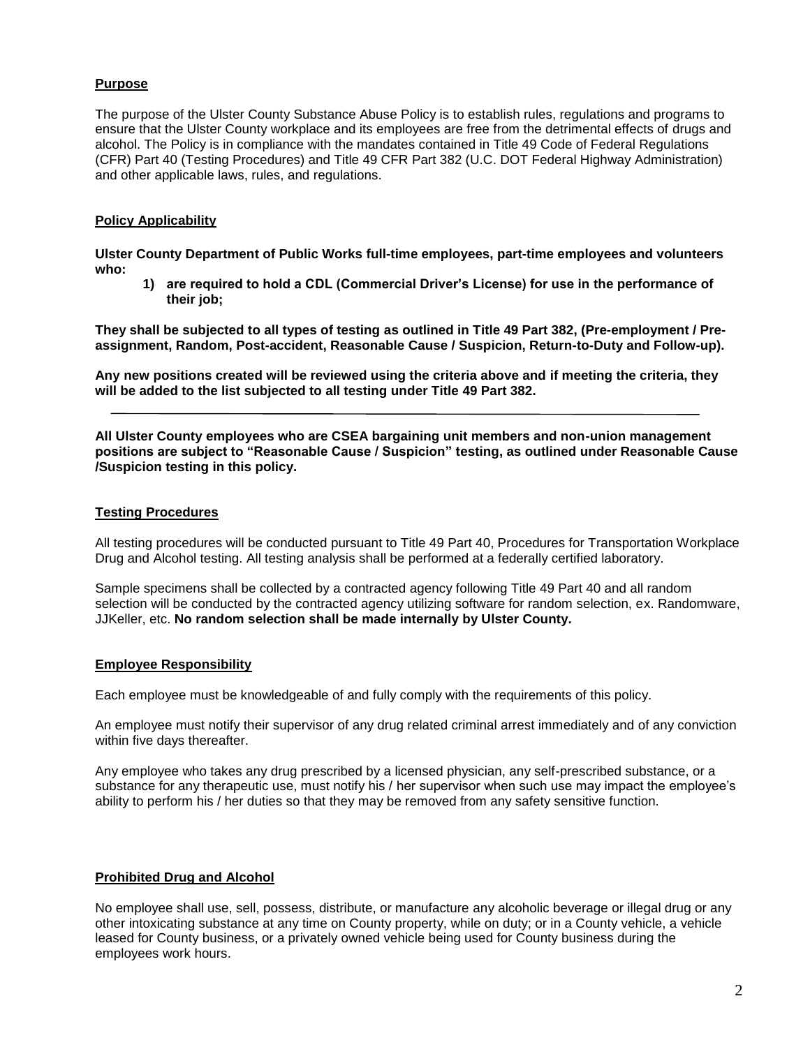## Purpose

The purpose of the Ulster County Substance Abuse Policy is to establish rules, regulations and programs to ensure that the Ulster County workplace and its employees are free from the detrimental effects of drugs and alcohol. The Policy is in compliance with the mandates contained in Title 49 Code of Federal Regulations (CFR) Part 40 (Testing Procedures) and Title 49 CFR Part 382 (U.C. DOT Federal Highway Administration) and other applicable laws, rules, and regulations.

## Policy Applicability

**Ulster County Department of Public Works full-time employees, part-time employees and volunteers who:**

1) **are required to hold a CDL (Commercial Driver's License) for use in the performance of their job;**

**They shall be subjected to all types of testing as outlined in Title 49 Part 382, (Pre-employment / Pre-assignment, Random, Post-accident, Reasonable Cause / Suspicion, Return-to-Duty and Follow-up).**

**Any new positions created will be reviewed using the criteria above and if meeting the criteria, they will be added to the list subjected to all testing under Title 49 Part 382.**

---

**All Ulster County employees who are CSEA bargaining unit members and non-union management positions are subject to "Reasonable Cause / Suspicion" testing, as outlined under Reasonable Cause /Suspicion testing in this policy.**

## Testing Procedures

All testing procedures will be conducted pursuant to Title 49 Part 40, Procedures for Transportation Workplace Drug and Alcohol testing. All testing analysis shall be performed at a federally certified laboratory.

Sample specimens shall be collected by a contracted agency following Title 49 Part 40 and all random selection will be conducted by the contracted agency utilizing software for random selection, ex. Randomware, JJKeller, etc. **No random selection shall be made internally by Ulster County.**

## Employee Responsibility

Each employee must be knowledgeable of and fully comply with the requirements of this policy.

An employee must notify their supervisor of any drug related criminal arrest immediately and of any conviction within five days thereafter.

Any employee who takes any drug prescribed by a licensed physician, any self-prescribed substance, or a substance for any therapeutic use, must notify his / her supervisor when such use may impact the employee's ability to perform his / her duties so that they may be removed from any safety sensitive function.

## Prohibited Drug and Alcohol

No employee shall use, sell, possess, distribute, or manufacture any alcoholic beverage or illegal drug or any other intoxicating substance at any time on County property, while on duty; or in a County vehicle, a vehicle leased for County business, or a privately owned vehicle being used for County business during the employees work hours.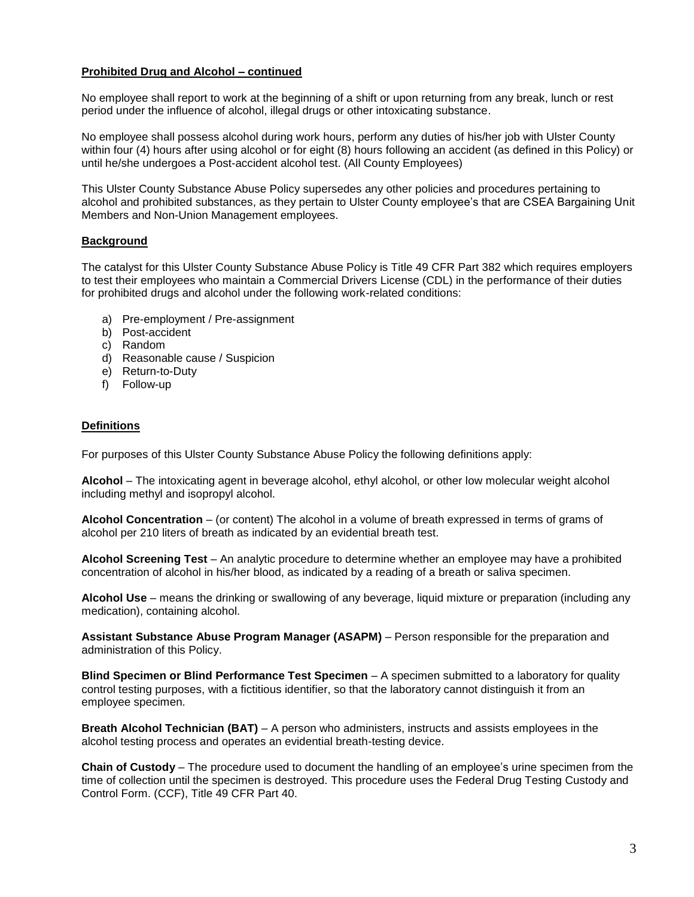**Prohibited Drug and Alcohol – continued**

No employee shall report to work at the beginning of a shift or upon returning from any break, lunch or rest period under the influence of alcohol, illegal drugs or other intoxicating substance.

No employee shall possess alcohol during work hours, perform any duties of his/her job with Ulster County within four (4) hours after using alcohol or for eight (8) hours following an accident (as defined in this Policy) or until he/she undergoes a Post-accident alcohol test. (All County Employees)

This Ulster County Substance Abuse Policy supersedes any other policies and procedures pertaining to alcohol and prohibited substances, as they pertain to Ulster County employee's that are CSEA Bargaining Unit Members and Non-Union Management employees.

**Background**

The catalyst for this Ulster County Substance Abuse Policy is Title 49 CFR Part 382 which requires employers to test their employees who maintain a Commercial Drivers License (CDL) in the performance of their duties for prohibited drugs and alcohol under the following work-related conditions:

a) Pre-employment / Pre-assignment
b) Post-accident
c) Random
d) Reasonable cause / Suspicion
e) Return-to-Duty
f) Follow-up

**Definitions**

For purposes of this Ulster County Substance Abuse Policy the following definitions apply:

**Alcohol** – The intoxicating agent in beverage alcohol, ethyl alcohol, or other low molecular weight alcohol including methyl and isopropyl alcohol.

**Alcohol Concentration** – (or content) The alcohol in a volume of breath expressed in terms of grams of alcohol per 210 liters of breath as indicated by an evidential breath test.

**Alcohol Screening Test** – An analytic procedure to determine whether an employee may have a prohibited concentration of alcohol in his/her blood, as indicated by a reading of a breath or saliva specimen.

**Alcohol Use** – means the drinking or swallowing of any beverage, liquid mixture or preparation (including any medication), containing alcohol.

**Assistant Substance Abuse Program Manager (ASAPM)** – Person responsible for the preparation and administration of this Policy.

**Blind Specimen or Blind Performance Test Specimen** – A specimen submitted to a laboratory for quality control testing purposes, with a fictitious identifier, so that the laboratory cannot distinguish it from an employee specimen.

**Breath Alcohol Technician (BAT)** – A person who administers, instructs and assists employees in the alcohol testing process and operates an evidential breath-testing device.

**Chain of Custody** – The procedure used to document the handling of an employee's urine specimen from the time of collection until the specimen is destroyed. This procedure uses the Federal Drug Testing Custody and Control Form. (CCF), Title 49 CFR Part 40.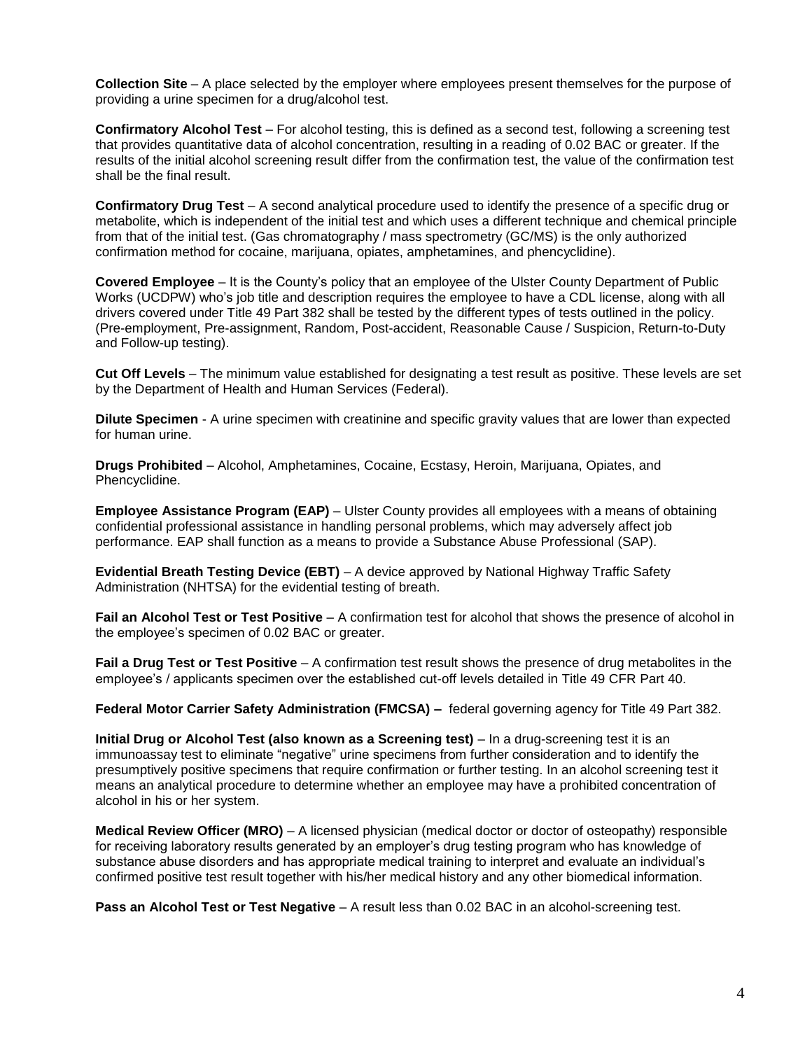**Collection Site** – A place selected by the employer where employees present themselves for the purpose of providing a urine specimen for a drug/alcohol test.

**Confirmatory Alcohol Test** – For alcohol testing, this is defined as a second test, following a screening test that provides quantitative data of alcohol concentration, resulting in a reading of 0.02 BAC or greater. If the results of the initial alcohol screening result differ from the confirmation test, the value of the confirmation test shall be the final result.

**Confirmatory Drug Test** – A second analytical procedure used to identify the presence of a specific drug or metabolite, which is independent of the initial test and which uses a different technique and chemical principle from that of the initial test. (Gas chromatography / mass spectrometry (GC/MS) is the only authorized confirmation method for cocaine, marijuana, opiates, amphetamines, and phencyclidine).

**Covered Employee** – It is the County's policy that an employee of the Ulster County Department of Public Works (UCDPW) who's job title and description requires the employee to have a CDL license, along with all drivers covered under Title 49 Part 382 shall be tested by the different types of tests outlined in the policy. (Pre-employment, Pre-assignment, Random, Post-accident, Reasonable Cause / Suspicion, Return-to-Duty and Follow-up testing).

**Cut Off Levels** – The minimum value established for designating a test result as positive. These levels are set by the Department of Health and Human Services (Federal).

**Dilute Specimen** - A urine specimen with creatinine and specific gravity values that are lower than expected for human urine.

**Drugs Prohibited** – Alcohol, Amphetamines, Cocaine, Ecstasy, Heroin, Marijuana, Opiates, and Phencyclidine.

**Employee Assistance Program (EAP)** – Ulster County provides all employees with a means of obtaining confidential professional assistance in handling personal problems, which may adversely affect job performance. EAP shall function as a means to provide a Substance Abuse Professional (SAP).

**Evidential Breath Testing Device (EBT)** – A device approved by National Highway Traffic Safety Administration (NHTSA) for the evidential testing of breath.

**Fail an Alcohol Test or Test Positive** – A confirmation test for alcohol that shows the presence of alcohol in the employee's specimen of 0.02 BAC or greater.

**Fail a Drug Test or Test Positive** – A confirmation test result shows the presence of drug metabolites in the employee's / applicants specimen over the established cut-off levels detailed in Title 49 CFR Part 40.

**Federal Motor Carrier Safety Administration (FMCSA) –** federal governing agency for Title 49 Part 382.

**Initial Drug or Alcohol Test (also known as a Screening test)** – In a drug-screening test it is an immunoassay test to eliminate "negative" urine specimens from further consideration and to identify the presumptively positive specimens that require confirmation or further testing. In an alcohol screening test it means an analytical procedure to determine whether an employee may have a prohibited concentration of alcohol in his or her system.

**Medical Review Officer (MRO)** – A licensed physician (medical doctor or doctor of osteopathy) responsible for receiving laboratory results generated by an employer's drug testing program who has knowledge of substance abuse disorders and has appropriate medical training to interpret and evaluate an individual's confirmed positive test result together with his/her medical history and any other biomedical information.

**Pass an Alcohol Test or Test Negative** – A result less than 0.02 BAC in an alcohol-screening test.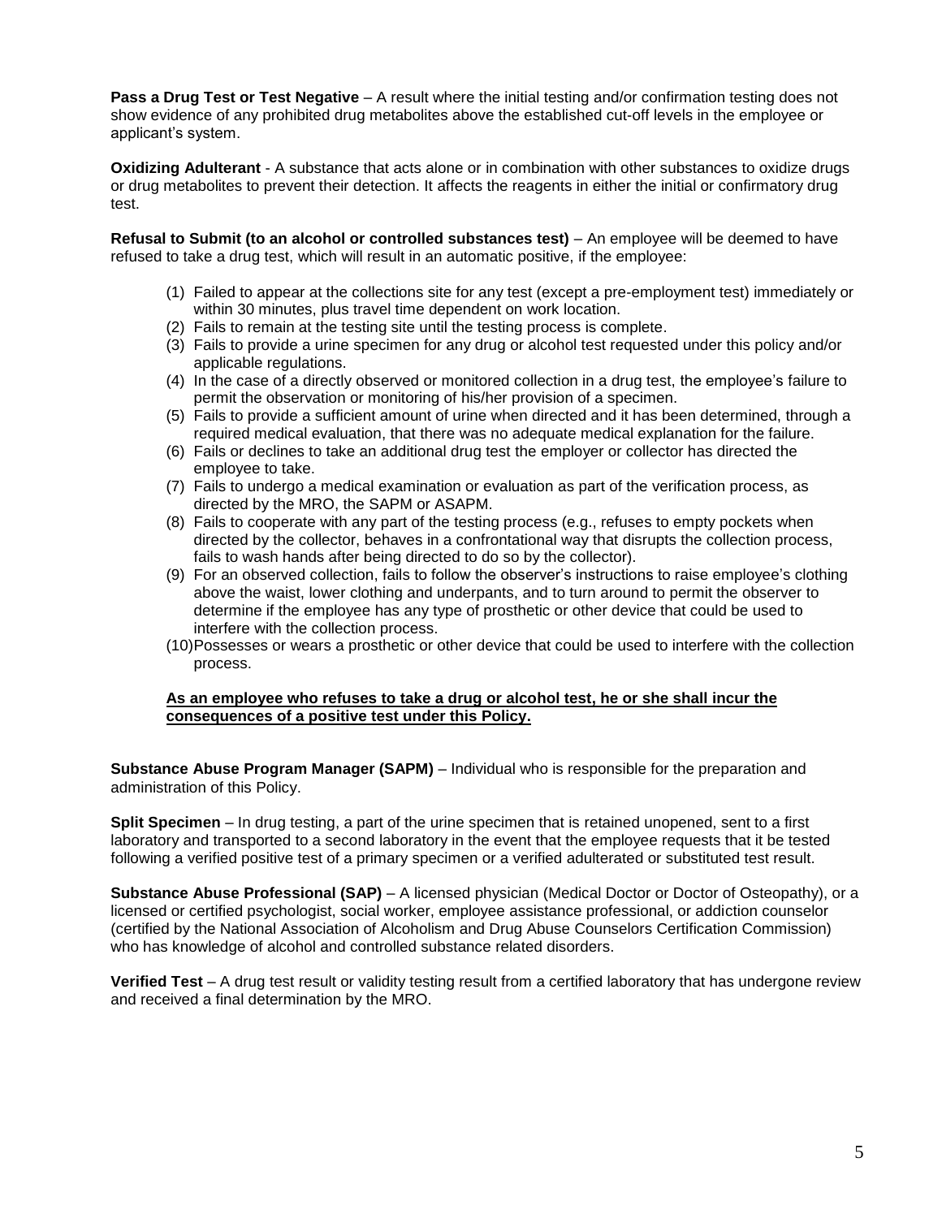**Pass a Drug Test or Test Negative** – A result where the initial testing and/or confirmation testing does not show evidence of any prohibited drug metabolites above the established cut-off levels in the employee or applicant's system.

**Oxidizing Adulterant** - A substance that acts alone or in combination with other substances to oxidize drugs or drug metabolites to prevent their detection. It affects the reagents in either the initial or confirmatory drug test.

**Refusal to Submit (to an alcohol or controlled substances test)** – An employee will be deemed to have refused to take a drug test, which will result in an automatic positive, if the employee:

1. Failed to appear at the collections site for any test (except a pre-employment test) immediately or within 30 minutes, plus travel time dependent on work location.
2. Fails to remain at the testing site until the testing process is complete.
3. Fails to provide a urine specimen for any drug or alcohol test requested under this policy and/or applicable regulations.
4. In the case of a directly observed or monitored collection in a drug test, the employee's failure to permit the observation or monitoring of his/her provision of a specimen.
5. Fails to provide a sufficient amount of urine when directed and it has been determined, through a required medical evaluation, that there was no adequate medical explanation for the failure.
6. Fails or declines to take an additional drug test the employer or collector has directed the employee to take.
7. Fails to undergo a medical examination or evaluation as part of the verification process, as directed by the MRO, the SAPM or ASAPM.
8. Fails to cooperate with any part of the testing process (e.g., refuses to empty pockets when directed by the collector, behaves in a confrontational way that disrupts the collection process, fails to wash hands after being directed to do so by the collector).
9. For an observed collection, fails to follow the observer's instructions to raise employee's clothing above the waist, lower clothing and underpants, and to turn around to permit the observer to determine if the employee has any type of prosthetic or other device that could be used to interfere with the collection process.
10. Possesses or wears a prosthetic or other device that could be used to interfere with the collection process.

**As an employee who refuses to take a drug or alcohol test, he or she shall incur the consequences of a positive test under this Policy.**

**Substance Abuse Program Manager (SAPM)** – Individual who is responsible for the preparation and administration of this Policy.

**Split Specimen** – In drug testing, a part of the urine specimen that is retained unopened, sent to a first laboratory and transported to a second laboratory in the event that the employee requests that it be tested following a verified positive test of a primary specimen or a verified adulterated or substituted test result.

**Substance Abuse Professional (SAP)** – A licensed physician (Medical Doctor or Doctor of Osteopathy), or a licensed or certified psychologist, social worker, employee assistance professional, or addiction counselor (certified by the National Association of Alcoholism and Drug Abuse Counselors Certification Commission) who has knowledge of alcohol and controlled substance related disorders.

**Verified Test** – A drug test result or validity testing result from a certified laboratory that has undergone review and received a final determination by the MRO.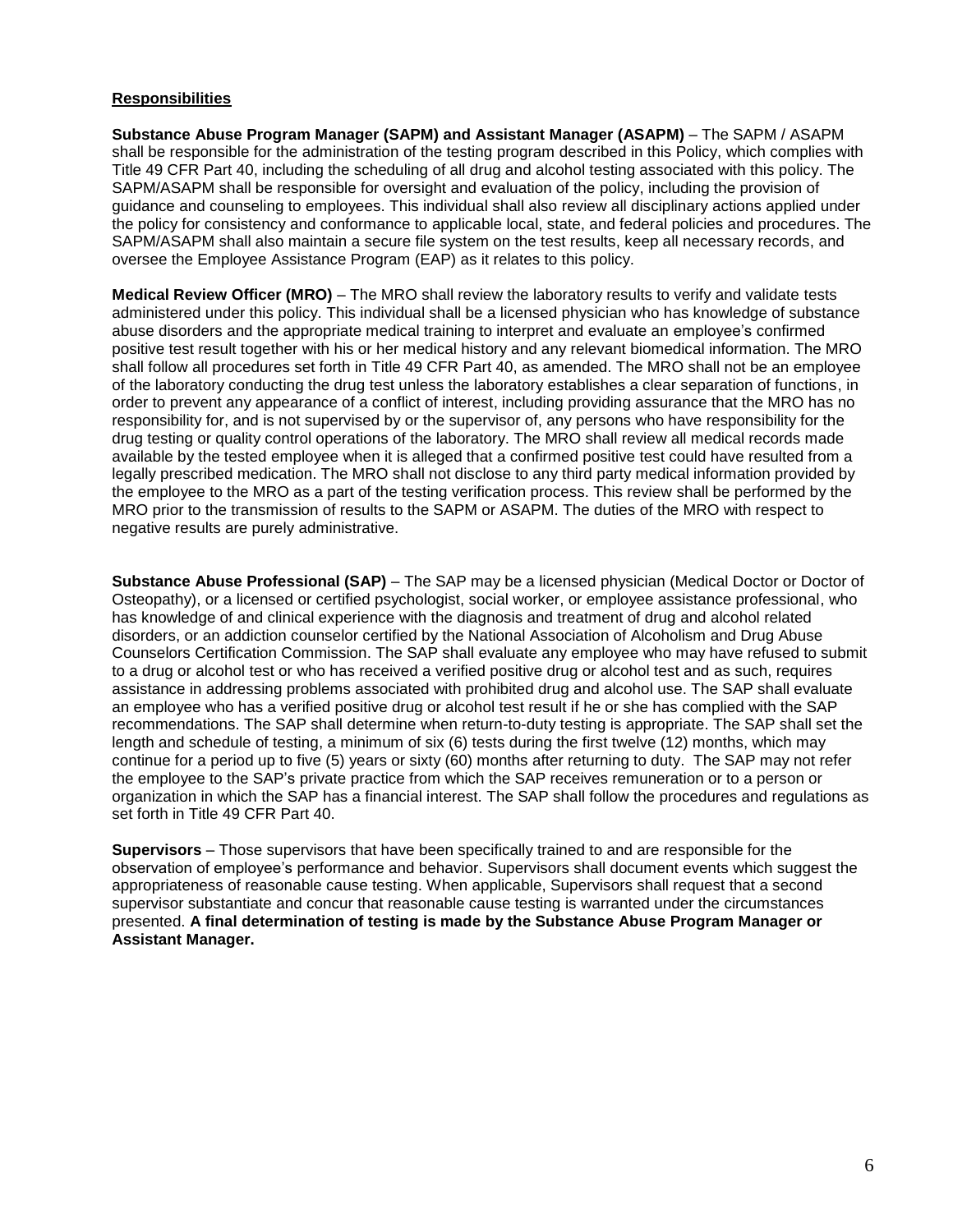**Responsibilities**

**Substance Abuse Program Manager (SAPM) and Assistant Manager (ASAPM)** – The SAPM / ASAPM shall be responsible for the administration of the testing program described in this Policy, which complies with Title 49 CFR Part 40, including the scheduling of all drug and alcohol testing associated with this policy. The SAPM/ASAPM shall be responsible for oversight and evaluation of the policy, including the provision of guidance and counseling to employees. This individual shall also review all disciplinary actions applied under the policy for consistency and conformance to applicable local, state, and federal policies and procedures. The SAPM/ASAPM shall also maintain a secure file system on the test results, keep all necessary records, and oversee the Employee Assistance Program (EAP) as it relates to this policy.

**Medical Review Officer (MRO)** – The MRO shall review the laboratory results to verify and validate tests administered under this policy. This individual shall be a licensed physician who has knowledge of substance abuse disorders and the appropriate medical training to interpret and evaluate an employee's confirmed positive test result together with his or her medical history and any relevant biomedical information. The MRO shall follow all procedures set forth in Title 49 CFR Part 40, as amended. The MRO shall not be an employee of the laboratory conducting the drug test unless the laboratory establishes a clear separation of functions, in order to prevent any appearance of a conflict of interest, including providing assurance that the MRO has no responsibility for, and is not supervised by or the supervisor of, any persons who have responsibility for the drug testing or quality control operations of the laboratory. The MRO shall review all medical records made available by the tested employee when it is alleged that a confirmed positive test could have resulted from a legally prescribed medication. The MRO shall not disclose to any third party medical information provided by the employee to the MRO as a part of the testing verification process. This review shall be performed by the MRO prior to the transmission of results to the SAPM or ASAPM. The duties of the MRO with respect to negative results are purely administrative.

**Substance Abuse Professional (SAP)** – The SAP may be a licensed physician (Medical Doctor or Doctor of Osteopathy), or a licensed or certified psychologist, social worker, or employee assistance professional, who has knowledge of and clinical experience with the diagnosis and treatment of drug and alcohol related disorders, or an addiction counselor certified by the National Association of Alcoholism and Drug Abuse Counselors Certification Commission. The SAP shall evaluate any employee who may have refused to submit to a drug or alcohol test or who has received a verified positive drug or alcohol test and as such, requires assistance in addressing problems associated with prohibited drug and alcohol use. The SAP shall evaluate an employee who has a verified positive drug or alcohol test result if he or she has complied with the SAP recommendations. The SAP shall determine when return-to-duty testing is appropriate. The SAP shall set the length and schedule of testing, a minimum of six (6) tests during the first twelve (12) months, which may continue for a period up to five (5) years or sixty (60) months after returning to duty. The SAP may not refer the employee to the SAP's private practice from which the SAP receives remuneration or to a person or organization in which the SAP has a financial interest. The SAP shall follow the procedures and regulations as set forth in Title 49 CFR Part 40.

**Supervisors** – Those supervisors that have been specifically trained to and are responsible for the observation of employee's performance and behavior. Supervisors shall document events which suggest the appropriateness of reasonable cause testing. When applicable, Supervisors shall request that a second supervisor substantiate and concur that reasonable cause testing is warranted under the circumstances presented. **A final determination of testing is made by the Substance Abuse Program Manager or Assistant Manager.**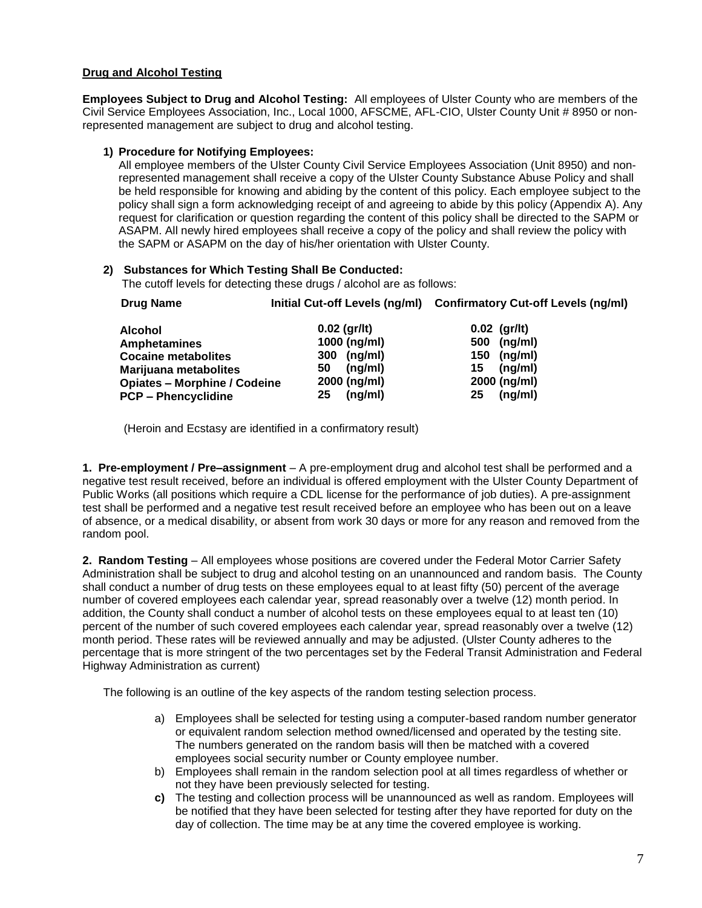**Drug and Alcohol Testing**

**Employees Subject to Drug and Alcohol Testing:** All employees of Ulster County who are members of the Civil Service Employees Association, Inc., Local 1000, AFSCME, AFL-CIO, Ulster County Unit # 8950 or non-represented management are subject to drug and alcohol testing.

**1) Procedure for Notifying Employees:**
All employee members of the Ulster County Civil Service Employees Association (Unit 8950) and non-represented management shall receive a copy of the Ulster County Substance Abuse Policy and shall be held responsible for knowing and abiding by the content of this policy. Each employee subject to the policy shall sign a form acknowledging receipt of and agreeing to abide by this policy (Appendix A). Any request for clarification or question regarding the content of this policy shall be directed to the SAPM or ASAPM. All newly hired employees shall receive a copy of the policy and shall review the policy with the SAPM or ASAPM on the day of his/her orientation with Ulster County.

**2) Substances for Which Testing Shall Be Conducted:**
The cutoff levels for detecting these drugs / alcohol are as follows:

| Drug Name | Initial Cut-off Levels (ng/ml) | Confirmatory Cut-off Levels (ng/ml) |
|---|---|---|
| **Alcohol** | **0.02 (gr/lt)** | **0.02 (gr/lt)** |
| **Amphetamines** | **1000 (ng/ml)** | **500 (ng/ml)** |
| **Cocaine metabolites** | **300 (ng/ml)** | **150 (ng/ml)** |
| **Marijuana metabolites** | **50 (ng/ml)** | **15 (ng/ml)** |
| **Opiates – Morphine / Codeine** | **2000 (ng/ml)** | **2000 (ng/ml)** |
| **PCP – Phencyclidine** | **25 (ng/ml)** | **25 (ng/ml)** |

(Heroin and Ecstasy are identified in a confirmatory result)

**1. Pre-employment / Pre–assignment** – A pre-employment drug and alcohol test shall be performed and a negative test result received, before an individual is offered employment with the Ulster County Department of Public Works (all positions which require a CDL license for the performance of job duties). A pre-assignment test shall be performed and a negative test result received before an employee who has been out on a leave of absence, or a medical disability, or absent from work 30 days or more for any reason and removed from the random pool.

**2. Random Testing** – All employees whose positions are covered under the Federal Motor Carrier Safety Administration shall be subject to drug and alcohol testing on an unannounced and random basis. The County shall conduct a number of drug tests on these employees equal to at least fifty (50) percent of the average number of covered employees each calendar year, spread reasonably over a twelve (12) month period. In addition, the County shall conduct a number of alcohol tests on these employees equal to at least ten (10) percent of the number of such covered employees each calendar year, spread reasonably over a twelve (12) month period. These rates will be reviewed annually and may be adjusted. (Ulster County adheres to the percentage that is more stringent of the two percentages set by the Federal Transit Administration and Federal Highway Administration as current)

The following is an outline of the key aspects of the random testing selection process.

a) Employees shall be selected for testing using a computer-based random number generator or equivalent random selection method owned/licensed and operated by the testing site. The numbers generated on the random basis will then be matched with a covered employees social security number or County employee number.
b) Employees shall remain in the random selection pool at all times regardless of whether or not they have been previously selected for testing.
**c)** The testing and collection process will be unannounced as well as random. Employees will be notified that they have been selected for testing after they have reported for duty on the day of collection. The time may be at any time the covered employee is working.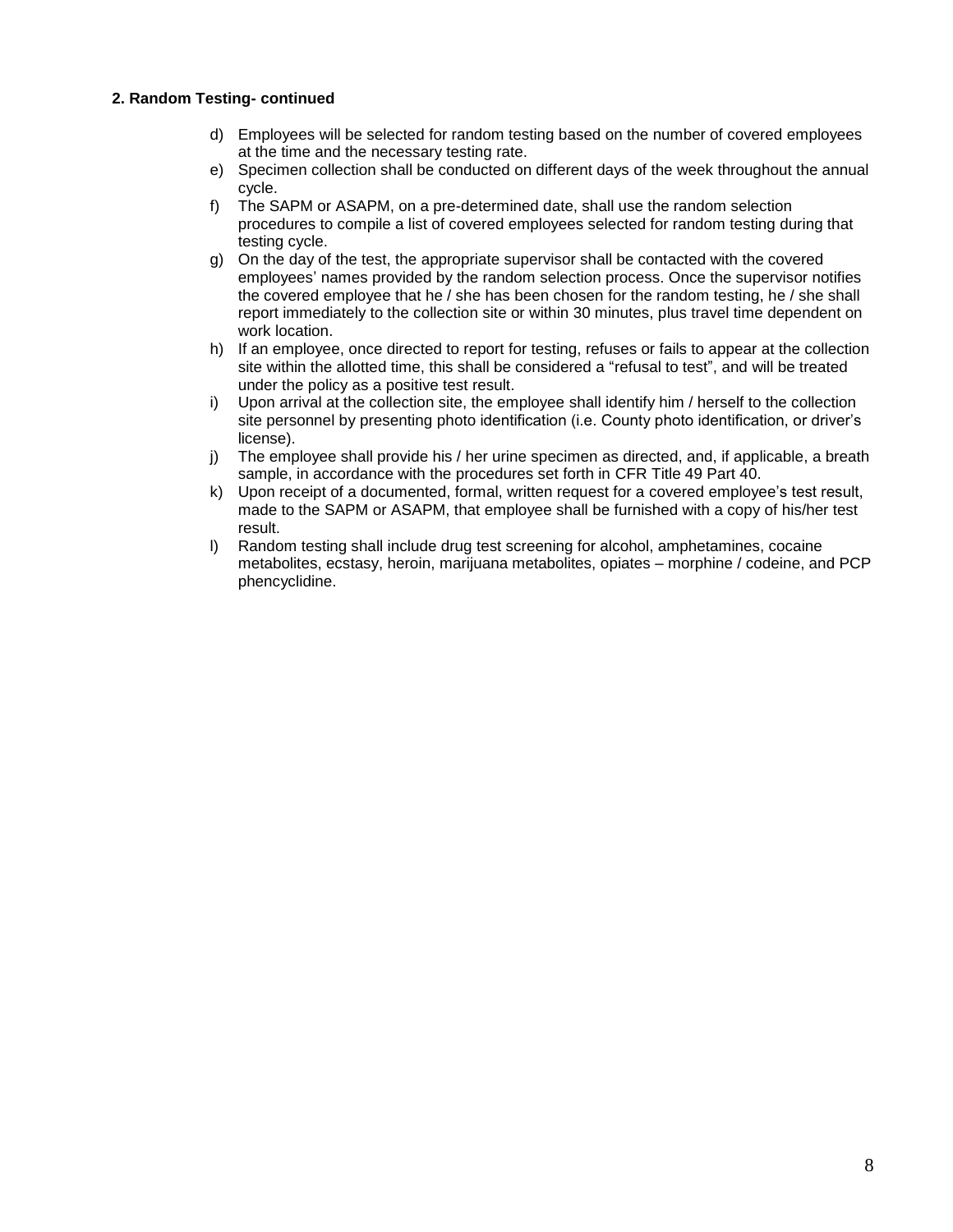**2. Random Testing- continued**

d) Employees will be selected for random testing based on the number of covered employees at the time and the necessary testing rate.

e) Specimen collection shall be conducted on different days of the week throughout the annual cycle.

f) The SAPM or ASAPM, on a pre-determined date, shall use the random selection procedures to compile a list of covered employees selected for random testing during that testing cycle.

g) On the day of the test, the appropriate supervisor shall be contacted with the covered employees' names provided by the random selection process. Once the supervisor notifies the covered employee that he / she has been chosen for the random testing, he / she shall report immediately to the collection site or within 30 minutes, plus travel time dependent on work location.

h) If an employee, once directed to report for testing, refuses or fails to appear at the collection site within the allotted time, this shall be considered a "refusal to test", and will be treated under the policy as a positive test result.

i) Upon arrival at the collection site, the employee shall identify him / herself to the collection site personnel by presenting photo identification (i.e. County photo identification, or driver's license).

j) The employee shall provide his / her urine specimen as directed, and, if applicable, a breath sample, in accordance with the procedures set forth in CFR Title 49 Part 40.

k) Upon receipt of a documented, formal, written request for a covered employee's test result, made to the SAPM or ASAPM, that employee shall be furnished with a copy of his/her test result.

l) Random testing shall include drug test screening for alcohol, amphetamines, cocaine metabolites, ecstasy, heroin, marijuana metabolites, opiates – morphine / codeine, and PCP phencyclidine.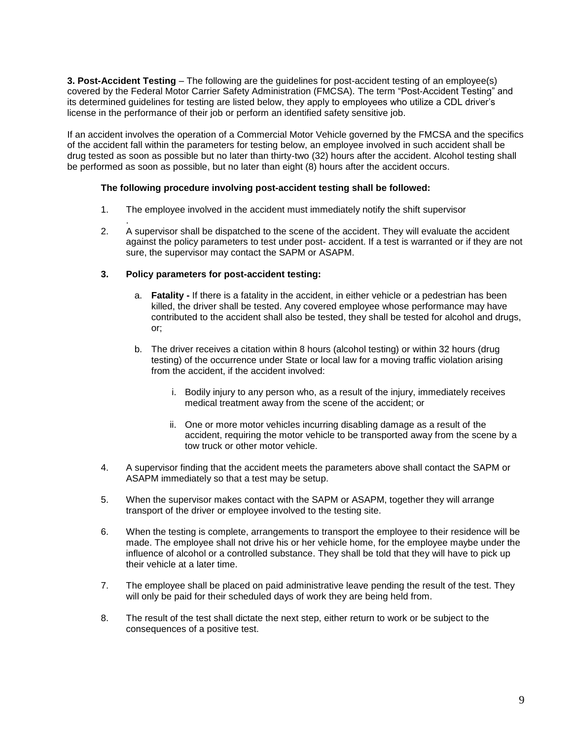**3. Post-Accident Testing** – The following are the guidelines for post-accident testing of an employee(s) covered by the Federal Motor Carrier Safety Administration (FMCSA). The term "Post-Accident Testing" and its determined guidelines for testing are listed below, they apply to employees who utilize a CDL driver's license in the performance of their job or perform an identified safety sensitive job.

If an accident involves the operation of a Commercial Motor Vehicle governed by the FMCSA and the specifics of the accident fall within the parameters for testing below, an employee involved in such accident shall be drug tested as soon as possible but no later than thirty-two (32) hours after the accident. Alcohol testing shall be performed as soon as possible, but no later than eight (8) hours after the accident occurs.

**The following procedure involving post-accident testing shall be followed:**

1. The employee involved in the accident must immediately notify the shift supervisor .
2. A supervisor shall be dispatched to the scene of the accident. They will evaluate the accident against the policy parameters to test under post- accident. If a test is warranted or if they are not sure, the supervisor may contact the SAPM or ASAPM.
3. **Policy parameters for post-accident testing:**
   a. **Fatality -** If there is a fatality in the accident, in either vehicle or a pedestrian has been killed, the driver shall be tested. Any covered employee whose performance may have contributed to the accident shall also be tested, they shall be tested for alcohol and drugs, or;
   b. The driver receives a citation within 8 hours (alcohol testing) or within 32 hours (drug testing) of the occurrence under State or local law for a moving traffic violation arising from the accident, if the accident involved:
      i. Bodily injury to any person who, as a result of the injury, immediately receives medical treatment away from the scene of the accident; or
      ii. One or more motor vehicles incurring disabling damage as a result of the accident, requiring the motor vehicle to be transported away from the scene by a tow truck or other motor vehicle.
4. A supervisor finding that the accident meets the parameters above shall contact the SAPM or ASAPM immediately so that a test may be setup.
5. When the supervisor makes contact with the SAPM or ASAPM, together they will arrange transport of the driver or employee involved to the testing site.
6. When the testing is complete, arrangements to transport the employee to their residence will be made. The employee shall not drive his or her vehicle home, for the employee maybe under the influence of alcohol or a controlled substance. They shall be told that they will have to pick up their vehicle at a later time.
7. The employee shall be placed on paid administrative leave pending the result of the test. They will only be paid for their scheduled days of work they are being held from.
8. The result of the test shall dictate the next step, either return to work or be subject to the consequences of a positive test.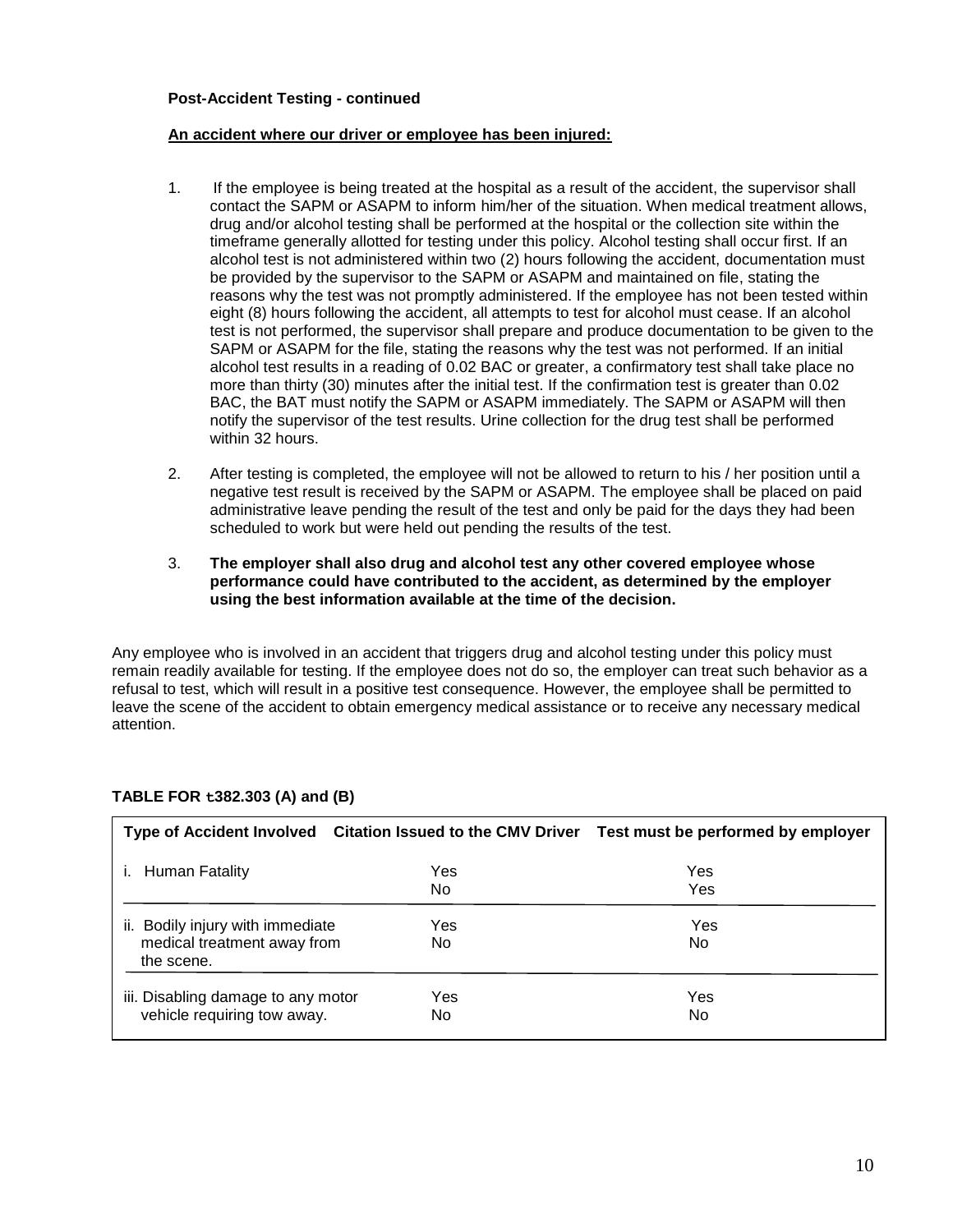**Post-Accident Testing - continued**

**An accident where our driver or employee has been injured:**

1. If the employee is being treated at the hospital as a result of the accident, the supervisor shall contact the SAPM or ASAPM to inform him/her of the situation. When medical treatment allows, drug and/or alcohol testing shall be performed at the hospital or the collection site within the timeframe generally allotted for testing under this policy. Alcohol testing shall occur first. If an alcohol test is not administered within two (2) hours following the accident, documentation must be provided by the supervisor to the SAPM or ASAPM and maintained on file, stating the reasons why the test was not promptly administered. If the employee has not been tested within eight (8) hours following the accident, all attempts to test for alcohol must cease. If an alcohol test is not performed, the supervisor shall prepare and produce documentation to be given to the SAPM or ASAPM for the file, stating the reasons why the test was not performed. If an initial alcohol test results in a reading of 0.02 BAC or greater, a confirmatory test shall take place no more than thirty (30) minutes after the initial test. If the confirmation test is greater than 0.02 BAC, the BAT must notify the SAPM or ASAPM immediately. The SAPM or ASAPM will then notify the supervisor of the test results. Urine collection for the drug test shall be performed within 32 hours.

2. After testing is completed, the employee will not be allowed to return to his / her position until a negative test result is received by the SAPM or ASAPM. The employee shall be placed on paid administrative leave pending the result of the test and only be paid for the days they had been scheduled to work but were held out pending the results of the test.

3. **The employer shall also drug and alcohol test any other covered employee whose performance could have contributed to the accident, as determined by the employer using the best information available at the time of the decision.**

Any employee who is involved in an accident that triggers drug and alcohol testing under this policy must remain readily available for testing. If the employee does not do so, the employer can treat such behavior as a refusal to test, which will result in a positive test consequence. However, the employee shall be permitted to leave the scene of the accident to obtain emergency medical assistance or to receive any necessary medical attention.

**TABLE FOR ŧ382.303 (A) and (B)**

| Type of Accident Involved | Citation Issued to the CMV Driver | Test must be performed by employer |
|---|---|---|
| i. Human Fatality | Yes<br>No | Yes<br>Yes |
| ii. Bodily injury with immediate medical treatment away from the scene. | Yes<br>No | Yes<br>No |
| iii. Disabling damage to any motor vehicle requiring tow away. | Yes<br>No | Yes<br>No |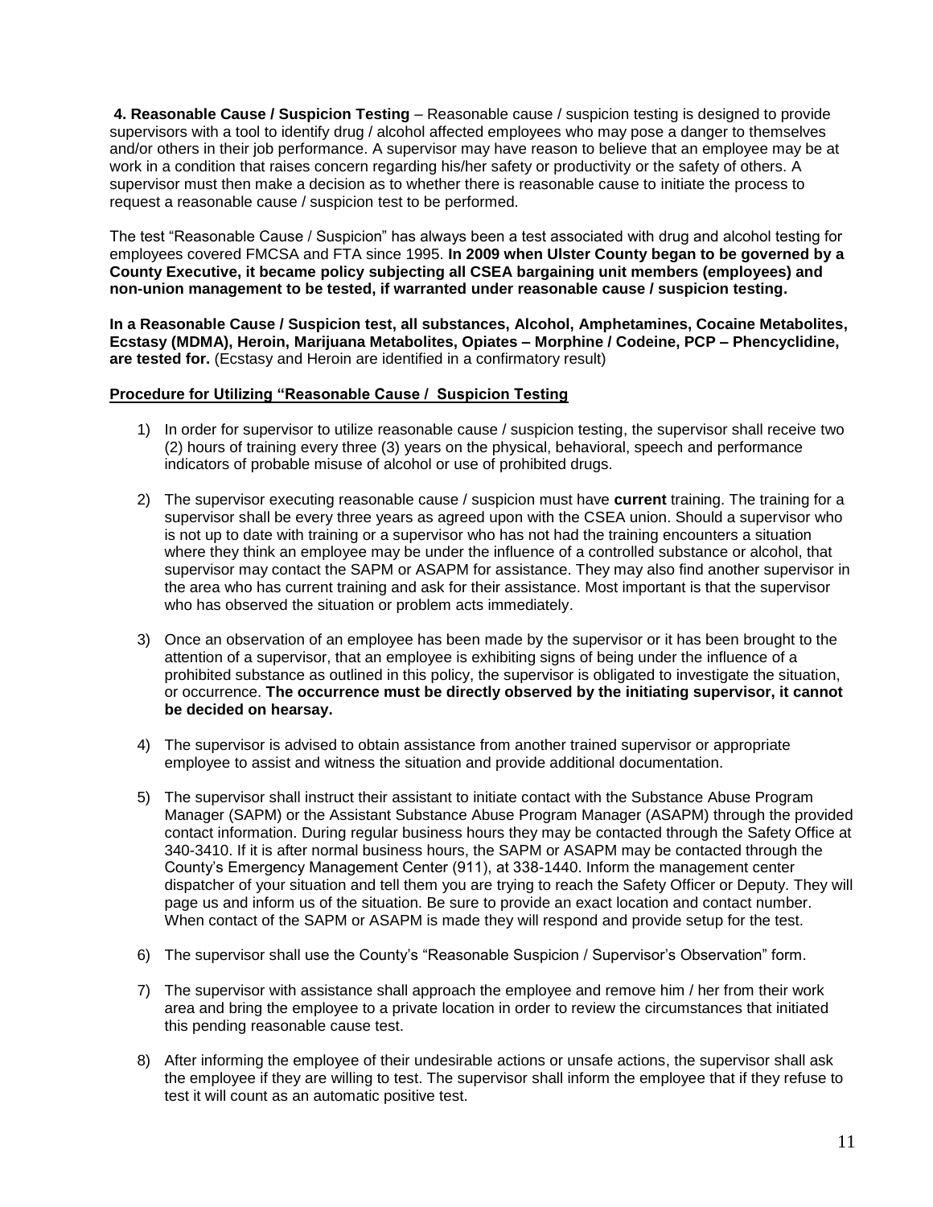**4. Reasonable Cause / Suspicion Testing** – Reasonable cause / suspicion testing is designed to provide supervisors with a tool to identify drug / alcohol affected employees who may pose a danger to themselves and/or others in their job performance. A supervisor may have reason to believe that an employee may be at work in a condition that raises concern regarding his/her safety or productivity or the safety of others. A supervisor must then make a decision as to whether there is reasonable cause to initiate the process to request a reasonable cause / suspicion test to be performed.

The test "Reasonable Cause / Suspicion" has always been a test associated with drug and alcohol testing for employees covered FMCSA and FTA since 1995. **In 2009 when Ulster County began to be governed by a County Executive, it became policy subjecting all CSEA bargaining unit members (employees) and non-union management to be tested, if warranted under reasonable cause / suspicion testing.**

**In a Reasonable Cause / Suspicion test, all substances, Alcohol, Amphetamines, Cocaine Metabolites, Ecstasy (MDMA), Heroin, Marijuana Metabolites, Opiates – Morphine / Codeine, PCP – Phencyclidine, are tested for.** (Ecstasy and Heroin are identified in a confirmatory result)

**<u>Procedure for Utilizing "Reasonable Cause / Suspicion Testing</u>**

1) In order for supervisor to utilize reasonable cause / suspicion testing, the supervisor shall receive two (2) hours of training every three (3) years on the physical, behavioral, speech and performance indicators of probable misuse of alcohol or use of prohibited drugs.

2) The supervisor executing reasonable cause / suspicion must have **current** training. The training for a supervisor shall be every three years as agreed upon with the CSEA union. Should a supervisor who is not up to date with training or a supervisor who has not had the training encounters a situation where they think an employee may be under the influence of a controlled substance or alcohol, that supervisor may contact the SAPM or ASAPM for assistance. They may also find another supervisor in the area who has current training and ask for their assistance. Most important is that the supervisor who has observed the situation or problem acts immediately.

3) Once an observation of an employee has been made by the supervisor or it has been brought to the attention of a supervisor, that an employee is exhibiting signs of being under the influence of a prohibited substance as outlined in this policy, the supervisor is obligated to investigate the situation, or occurrence. **The occurrence must be directly observed by the initiating supervisor, it cannot be decided on hearsay.**

4) The supervisor is advised to obtain assistance from another trained supervisor or appropriate employee to assist and witness the situation and provide additional documentation.

5) The supervisor shall instruct their assistant to initiate contact with the Substance Abuse Program Manager (SAPM) or the Assistant Substance Abuse Program Manager (ASAPM) through the provided contact information. During regular business hours they may be contacted through the Safety Office at 340-3410. If it is after normal business hours, the SAPM or ASAPM may be contacted through the County's Emergency Management Center (911), at 338-1440. Inform the management center dispatcher of your situation and tell them you are trying to reach the Safety Officer or Deputy. They will page us and inform us of the situation. Be sure to provide an exact location and contact number. When contact of the SAPM or ASAPM is made they will respond and provide setup for the test.

6) The supervisor shall use the County's "Reasonable Suspicion / Supervisor's Observation" form.

7) The supervisor with assistance shall approach the employee and remove him / her from their work area and bring the employee to a private location in order to review the circumstances that initiated this pending reasonable cause test.

8) After informing the employee of their undesirable actions or unsafe actions, the supervisor shall ask the employee if they are willing to test. The supervisor shall inform the employee that if they refuse to test it will count as an automatic positive test.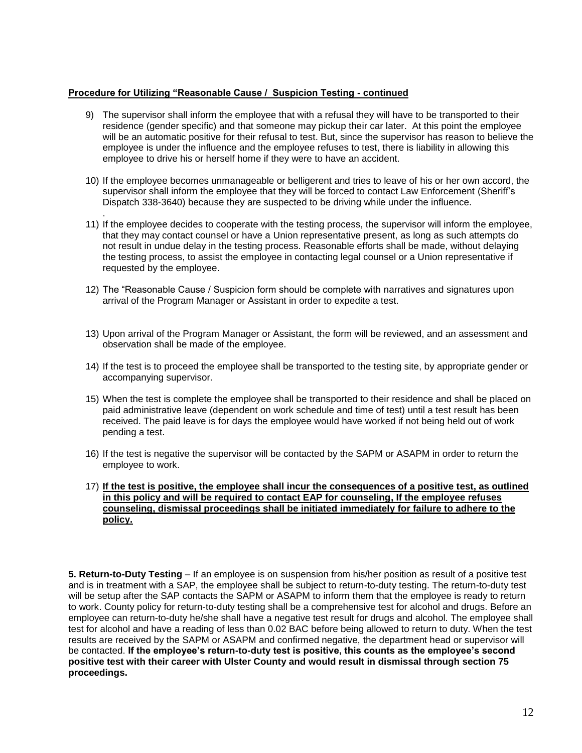**<u>Procedure for Utilizing "Reasonable Cause / Suspicion Testing - continued</u>**

9) The supervisor shall inform the employee that with a refusal they will have to be transported to their residence (gender specific) and that someone may pickup their car later. At this point the employee will be an automatic positive for their refusal to test. But, since the supervisor has reason to believe the employee is under the influence and the employee refuses to test, there is liability in allowing this employee to drive his or herself home if they were to have an accident.

10) If the employee becomes unmanageable or belligerent and tries to leave of his or her own accord, the supervisor shall inform the employee that they will be forced to contact Law Enforcement (Sheriff's Dispatch 338-3640) because they are suspected to be driving while under the influence.
.

11) If the employee decides to cooperate with the testing process, the supervisor will inform the employee, that they may contact counsel or have a Union representative present, as long as such attempts do not result in undue delay in the testing process. Reasonable efforts shall be made, without delaying the testing process, to assist the employee in contacting legal counsel or a Union representative if requested by the employee.

12) The "Reasonable Cause / Suspicion form should be complete with narratives and signatures upon arrival of the Program Manager or Assistant in order to expedite a test.

13) Upon arrival of the Program Manager or Assistant, the form will be reviewed, and an assessment and observation shall be made of the employee.

14) If the test is to proceed the employee shall be transported to the testing site, by appropriate gender or accompanying supervisor.

15) When the test is complete the employee shall be transported to their residence and shall be placed on paid administrative leave (dependent on work schedule and time of test) until a test result has been received. The paid leave is for days the employee would have worked if not being held out of work pending a test.

16) If the test is negative the supervisor will be contacted by the SAPM or ASAPM in order to return the employee to work.

17) **<u>If the test is positive, the employee shall incur the consequences of a positive test, as outlined in this policy and will be required to contact EAP for counseling, If the employee refuses counseling, dismissal proceedings shall be initiated immediately for failure to adhere to the policy.</u>**

**5. Return-to-Duty Testing** – If an employee is on suspension from his/her position as result of a positive test and is in treatment with a SAP, the employee shall be subject to return-to-duty testing. The return-to-duty test will be setup after the SAP contacts the SAPM or ASAPM to inform them that the employee is ready to return to work. County policy for return-to-duty testing shall be a comprehensive test for alcohol and drugs. Before an employee can return-to-duty he/she shall have a negative test result for drugs and alcohol. The employee shall test for alcohol and have a reading of less than 0.02 BAC before being allowed to return to duty. When the test results are received by the SAPM or ASAPM and confirmed negative, the department head or supervisor will be contacted. **If the employee's return-to-duty test is positive, this counts as the employee's second positive test with their career with Ulster County and would result in dismissal through section 75 proceedings.**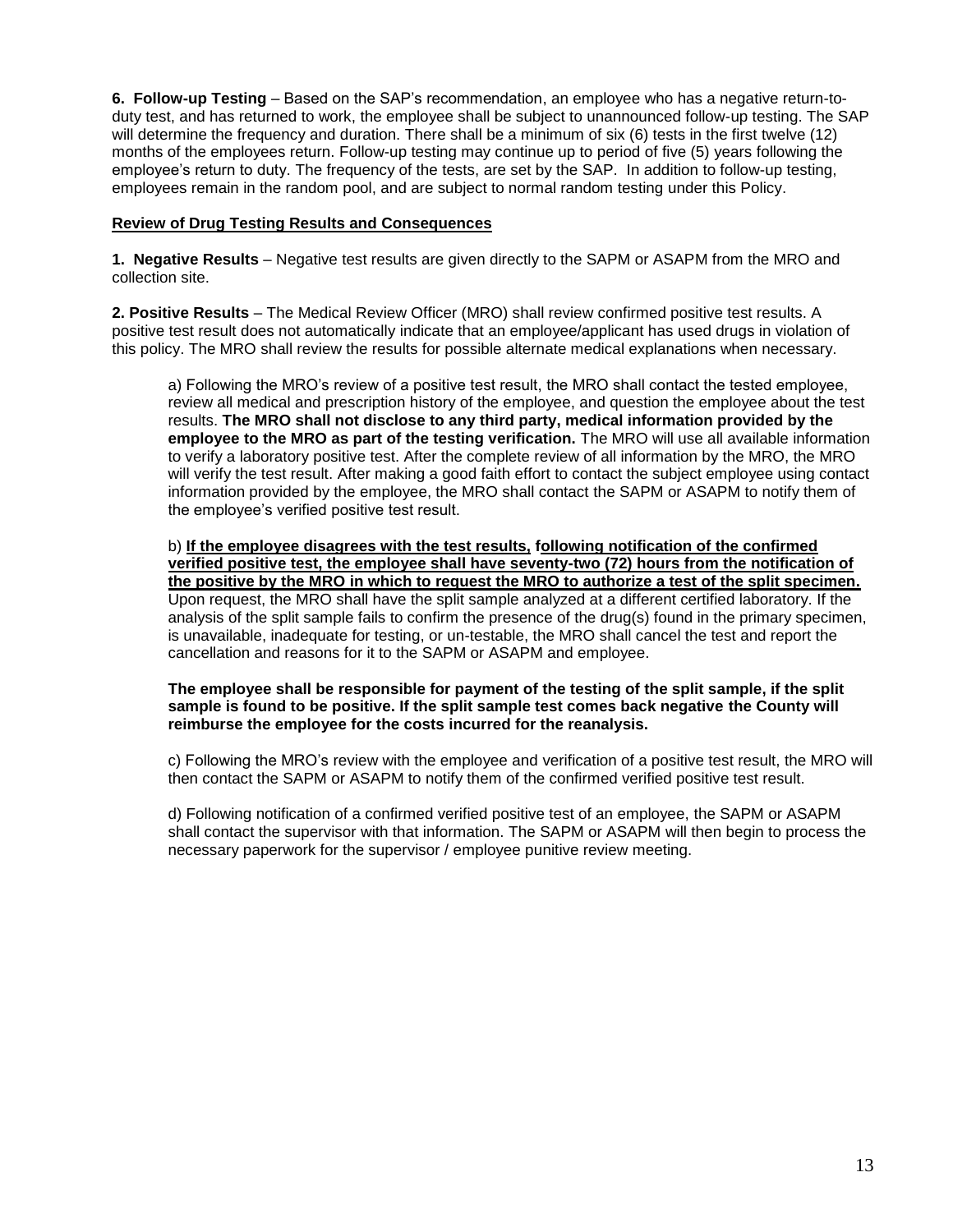**6. Follow-up Testing** – Based on the SAP's recommendation, an employee who has a negative return-to-duty test, and has returned to work, the employee shall be subject to unannounced follow-up testing. The SAP will determine the frequency and duration. There shall be a minimum of six (6) tests in the first twelve (12) months of the employees return. Follow-up testing may continue up to period of five (5) years following the employee's return to duty. The frequency of the tests, are set by the SAP. In addition to follow-up testing, employees remain in the random pool, and are subject to normal random testing under this Policy.

**Review of Drug Testing Results and Consequences**

**1. Negative Results** – Negative test results are given directly to the SAPM or ASAPM from the MRO and collection site.

**2. Positive Results** – The Medical Review Officer (MRO) shall review confirmed positive test results. A positive test result does not automatically indicate that an employee/applicant has used drugs in violation of this policy. The MRO shall review the results for possible alternate medical explanations when necessary.

a) Following the MRO's review of a positive test result, the MRO shall contact the tested employee, review all medical and prescription history of the employee, and question the employee about the test results. **The MRO shall not disclose to any third party, medical information provided by the employee to the MRO as part of the testing verification.** The MRO will use all available information to verify a laboratory positive test. After the complete review of all information by the MRO, the MRO will verify the test result. After making a good faith effort to contact the subject employee using contact information provided by the employee, the MRO shall contact the SAPM or ASAPM to notify them of the employee's verified positive test result.

b) **If the employee disagrees with the test results, following notification of the confirmed verified positive test, the employee shall have seventy-two (72) hours from the notification of the positive by the MRO in which to request the MRO to authorize a test of the split specimen.** Upon request, the MRO shall have the split sample analyzed at a different certified laboratory. If the analysis of the split sample fails to confirm the presence of the drug(s) found in the primary specimen, is unavailable, inadequate for testing, or un-testable, the MRO shall cancel the test and report the cancellation and reasons for it to the SAPM or ASAPM and employee.

**The employee shall be responsible for payment of the testing of the split sample, if the split sample is found to be positive. If the split sample test comes back negative the County will reimburse the employee for the costs incurred for the reanalysis.**

c) Following the MRO's review with the employee and verification of a positive test result, the MRO will then contact the SAPM or ASAPM to notify them of the confirmed verified positive test result.

d) Following notification of a confirmed verified positive test of an employee, the SAPM or ASAPM shall contact the supervisor with that information. The SAPM or ASAPM will then begin to process the necessary paperwork for the supervisor / employee punitive review meeting.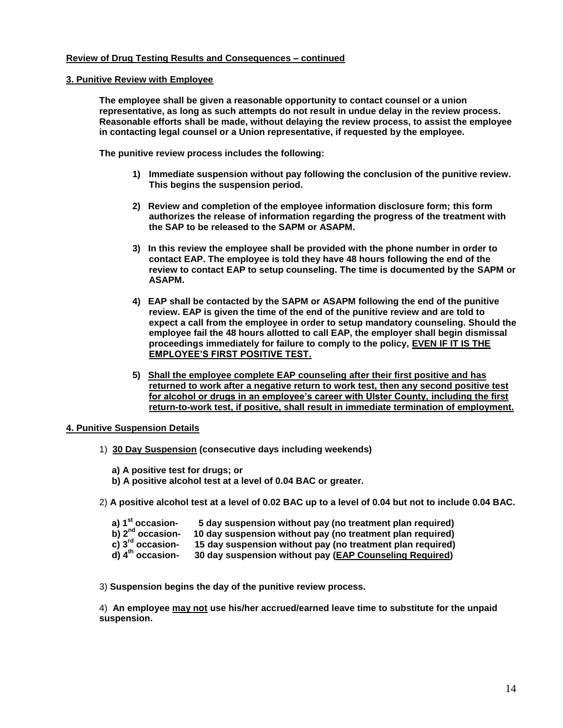**Review of Drug Testing Results and Consequences – continued**

**3. Punitive Review with Employee**

**The employee shall be given a reasonable opportunity to contact counsel or a union representative, as long as such attempts do not result in undue delay in the review process. Reasonable efforts shall be made, without delaying the review process, to assist the employee in contacting legal counsel or a Union representative, if requested by the employee.**

**The punitive review process includes the following:**

1) **Immediate suspension without pay following the conclusion of the punitive review. This begins the suspension period.**

2) **Review and completion of the employee information disclosure form; this form authorizes the release of information regarding the progress of the treatment with the SAP to be released to the SAPM or ASAPM.**

3) **In this review the employee shall be provided with the phone number in order to contact EAP. The employee is told they have 48 hours following the end of the review to contact EAP to setup counseling. The time is documented by the SAPM or ASAPM.**

4) **EAP shall be contacted by the SAPM or ASAPM following the end of the punitive review. EAP is given the time of the end of the punitive review and are told to expect a call from the employee in order to setup mandatory counseling. Should the employee fail the 48 hours allotted to call EAP, the employer shall begin dismissal proceedings immediately for failure to comply to the policy, EVEN IF IT IS THE EMPLOYEE'S FIRST POSITIVE TEST.**

5) **Shall the employee complete EAP counseling after their first positive and has returned to work after a negative return to work test, then any second positive test for alcohol or drugs in an employee's career with Ulster County, including the first return-to-work test, if positive, shall result in immediate termination of employment.**

**4. Punitive Suspension Details**

1) **30 Day Suspension (consecutive days including weekends)**

   **a) A positive test for drugs; or**
   **b) A positive alcohol test at a level of 0.04 BAC or greater.**

2) **A positive alcohol test at a level of 0.02 BAC up to a level of 0.04 but not to include 0.04 BAC.**

   **a) 1st occasion- 5 day suspension without pay (no treatment plan required)**
   **b) 2nd occasion- 10 day suspension without pay (no treatment plan required)**
   **c) 3rd occasion- 15 day suspension without pay (no treatment plan required)**
   **d) 4th occasion- 30 day suspension without pay (EAP Counseling Required)**

3) **Suspension begins the day of the punitive review process.**

4) **An employee may not use his/her accrued/earned leave time to substitute for the unpaid suspension.**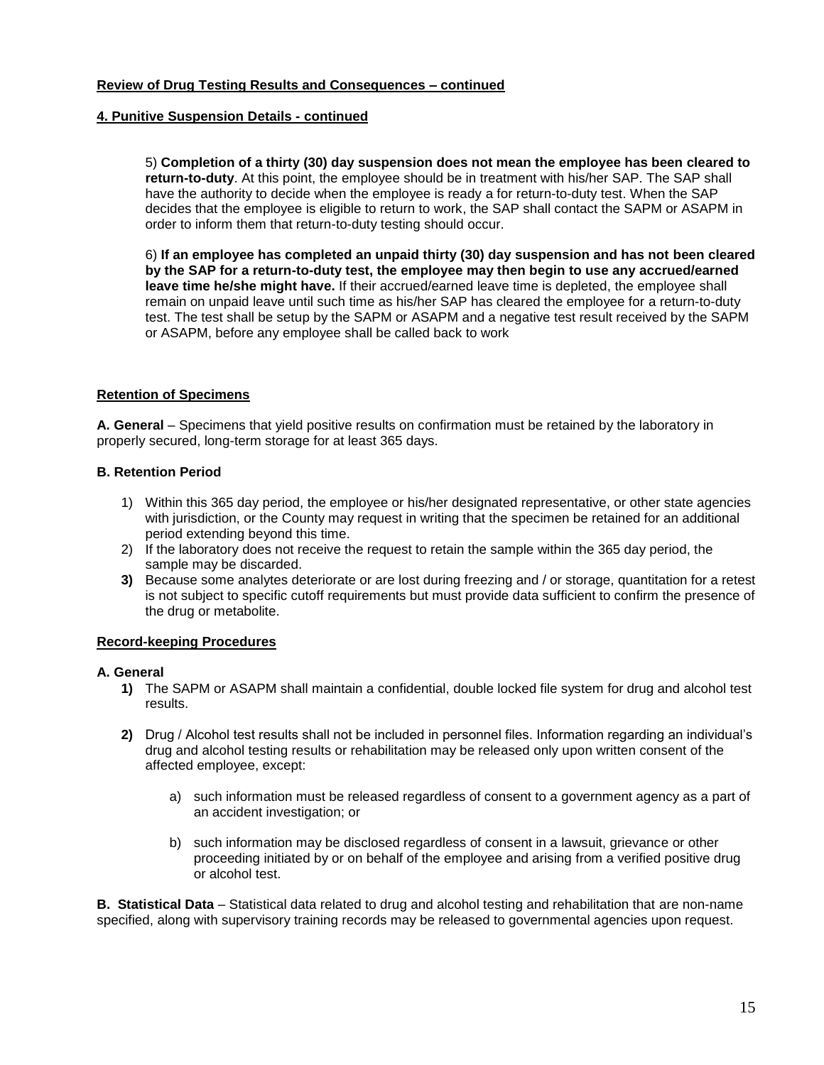**<u>Review of Drug Testing Results and Consequences – continued</u>**

**<u>4. Punitive Suspension Details - continued</u>**

5) **Completion of a thirty (30) day suspension does not mean the employee has been cleared to return-to-duty**. At this point, the employee should be in treatment with his/her SAP. The SAP shall have the authority to decide when the employee is ready a for return-to-duty test. When the SAP decides that the employee is eligible to return to work, the SAP shall contact the SAPM or ASAPM in order to inform them that return-to-duty testing should occur.

6) **If an employee has completed an unpaid thirty (30) day suspension and has not been cleared by the SAP for a return-to-duty test, the employee may then begin to use any accrued/earned leave time he/she might have.** If their accrued/earned leave time is depleted, the employee shall remain on unpaid leave until such time as his/her SAP has cleared the employee for a return-to-duty test. The test shall be setup by the SAPM or ASAPM and a negative test result received by the SAPM or ASAPM, before any employee shall be called back to work

**<u>Retention of Specimens</u>**

**A. General** – Specimens that yield positive results on confirmation must be retained by the laboratory in properly secured, long-term storage for at least 365 days.

**B. Retention Period**

1) Within this 365 day period, the employee or his/her designated representative, or other state agencies with jurisdiction, or the County may request in writing that the specimen be retained for an additional period extending beyond this time.
2) If the laboratory does not receive the request to retain the sample within the 365 day period, the sample may be discarded.
3) Because some analytes deteriorate or are lost during freezing and / or storage, quantitation for a retest is not subject to specific cutoff requirements but must provide data sufficient to confirm the presence of the drug or metabolite.

**<u>Record-keeping Procedures</u>**

**A. General**

1) The SAPM or ASAPM shall maintain a confidential, double locked file system for drug and alcohol test results.

2) Drug / Alcohol test results shall not be included in personnel files. Information regarding an individual's drug and alcohol testing results or rehabilitation may be released only upon written consent of the affected employee, except:

   a) such information must be released regardless of consent to a government agency as a part of an accident investigation; or

   b) such information may be disclosed regardless of consent in a lawsuit, grievance or other proceeding initiated by or on behalf of the employee and arising from a verified positive drug or alcohol test.

**B. Statistical Data** – Statistical data related to drug and alcohol testing and rehabilitation that are non-name specified, along with supervisory training records may be released to governmental agencies upon request.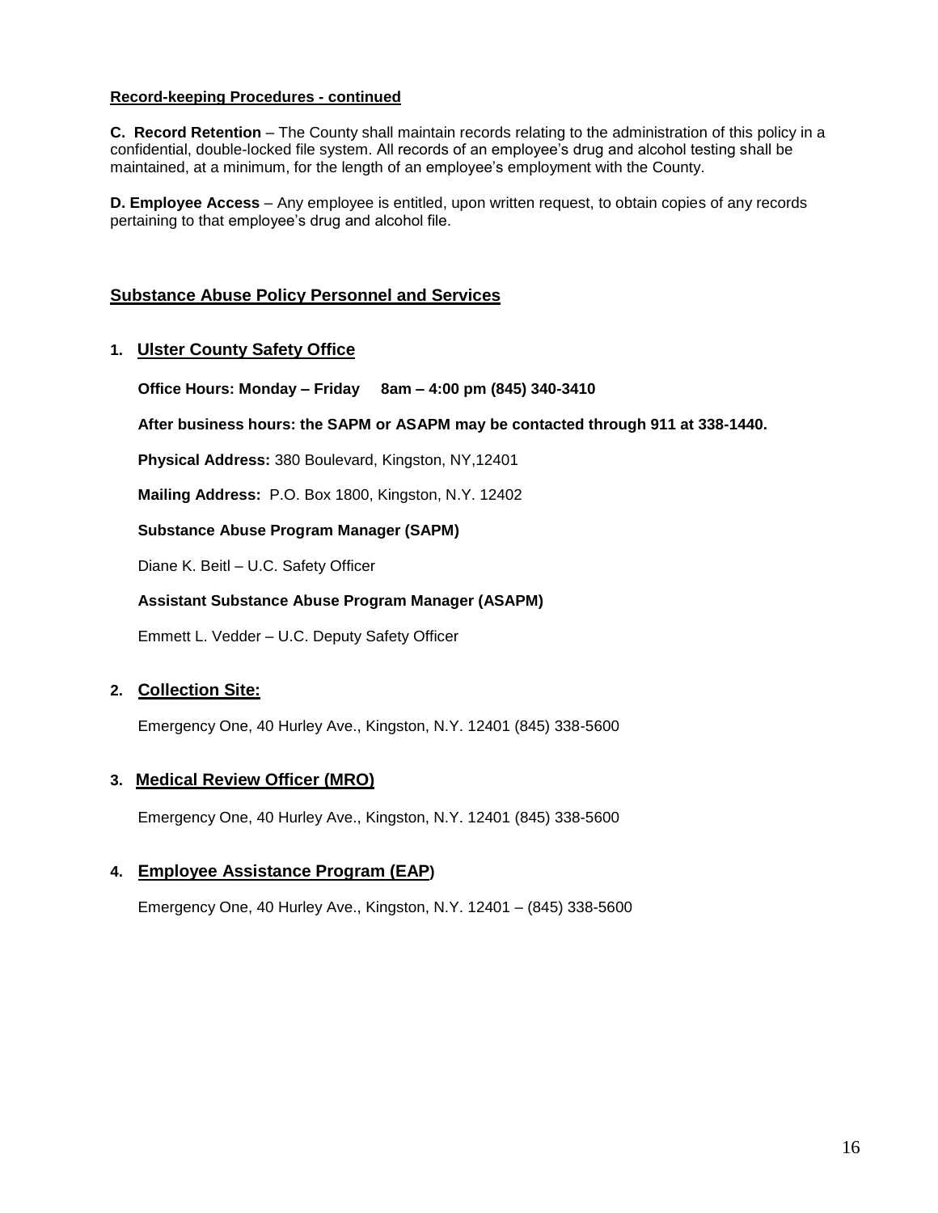**Record-keeping Procedures - continued**

**C. Record Retention** – The County shall maintain records relating to the administration of this policy in a confidential, double-locked file system. All records of an employee's drug and alcohol testing shall be maintained, at a minimum, for the length of an employee's employment with the County.

**D. Employee Access** – Any employee is entitled, upon written request, to obtain copies of any records pertaining to that employee's drug and alcohol file.

## Substance Abuse Policy Personnel and Services

### 1. Ulster County Safety Office

**Office Hours: Monday – Friday 8am – 4:00 pm (845) 340-3410**

**After business hours: the SAPM or ASAPM may be contacted through 911 at 338-1440.**

**Physical Address:** 380 Boulevard, Kingston, NY,12401

**Mailing Address:** P.O. Box 1800, Kingston, N.Y. 12402

**Substance Abuse Program Manager (SAPM)**

Diane K. Beitl – U.C. Safety Officer

**Assistant Substance Abuse Program Manager (ASAPM)**

Emmett L. Vedder – U.C. Deputy Safety Officer

### 2. Collection Site:

Emergency One, 40 Hurley Ave., Kingston, N.Y. 12401 (845) 338-5600

### 3. Medical Review Officer (MRO)

Emergency One, 40 Hurley Ave., Kingston, N.Y. 12401 (845) 338-5600

### 4. Employee Assistance Program (EAP)

Emergency One, 40 Hurley Ave., Kingston, N.Y. 12401 – (845) 338-5600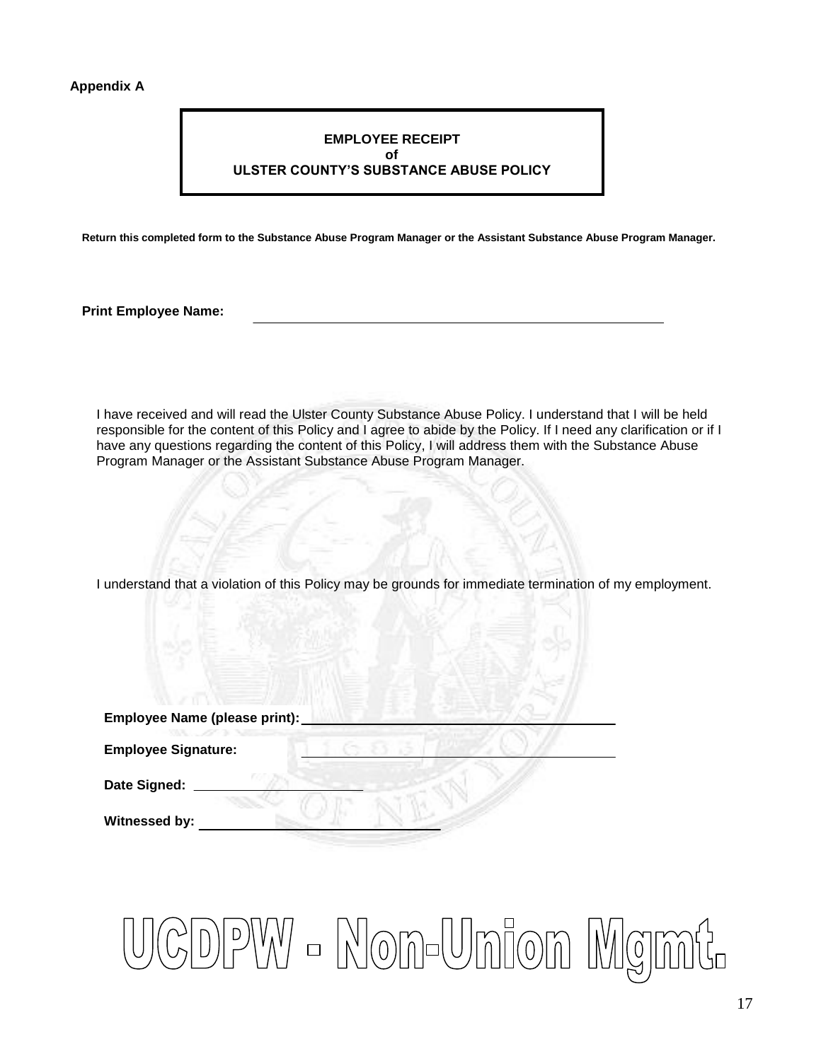**Appendix A**

**EMPLOYEE RECEIPT**
**of**
**ULSTER COUNTY'S SUBSTANCE ABUSE POLICY**

**Return this completed form to the Substance Abuse Program Manager or the Assistant Substance Abuse Program Manager.**

**Print Employee Name:** ______________________________________________

I have received and will read the Ulster County Substance Abuse Policy. I understand that I will be held responsible for the content of this Policy and I agree to abide by the Policy. If I need any clarification or if I have any questions regarding the content of this Policy, I will address them with the Substance Abuse Program Manager or the Assistant Substance Abuse Program Manager.

I understand that a violation of this Policy may be grounds for immediate termination of my employment.

**Employee Name (please print):** ______________________________________

**Employee Signature:** ______________________________________

**Date Signed:** ____________________

**Witnessed by:** ______________________________

UCDPW - Non-Union Mgmt.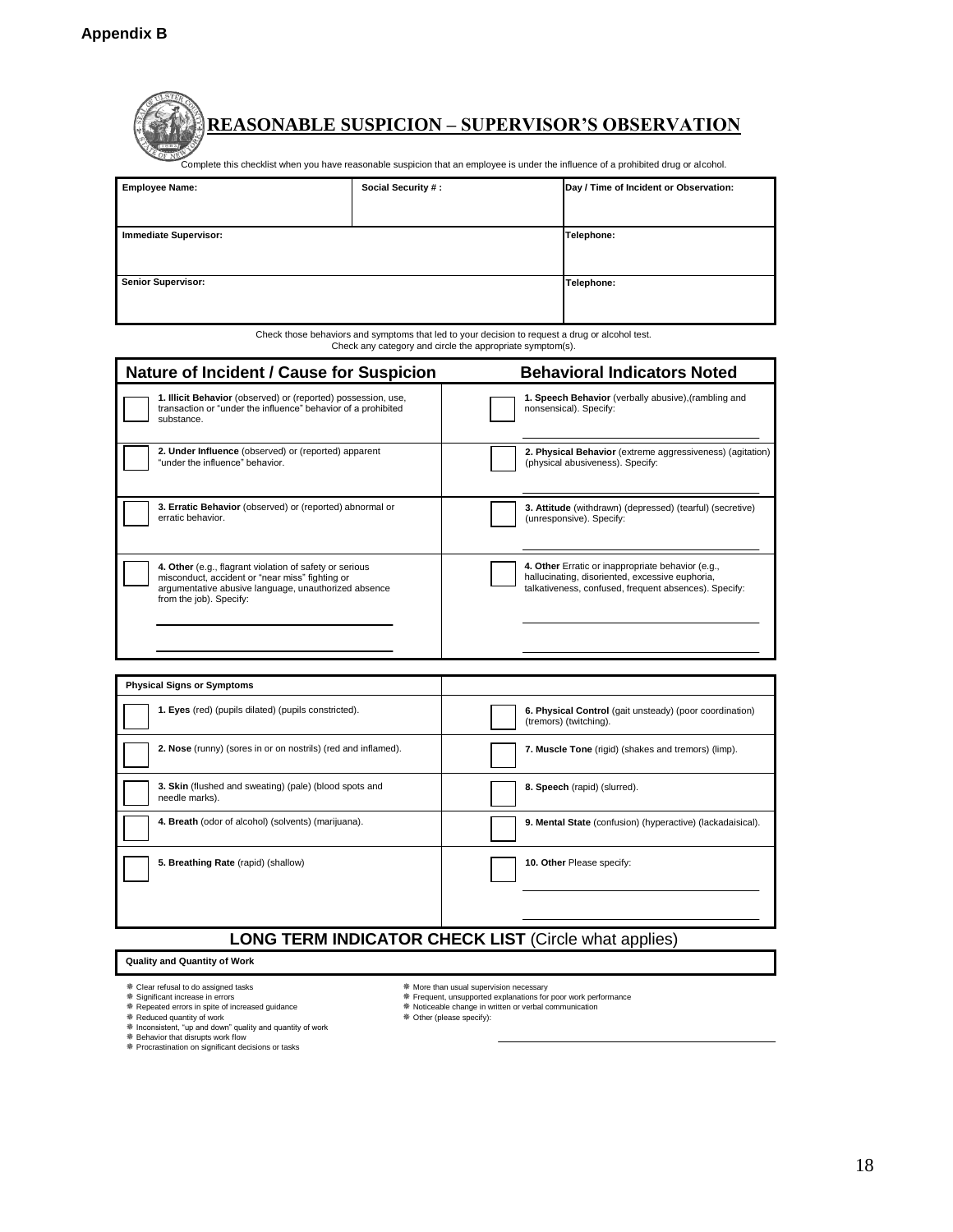**Appendix B**

# REASONABLE SUSPICION – SUPERVISOR'S OBSERVATION

Complete this checklist when you have reasonable suspicion that an employee is under the influence of a prohibited drug or alcohol.

| Employee Name: | Social Security # : | Day / Time of Incident or Observation: |
|---|---|---|
| **Immediate Supervisor:** | | **Telephone:** |
| **Senior Supervisor:** | | **Telephone:** |

Check those behaviors and symptoms that led to your decision to request a drug or alcohol test.
Check any category and circle the appropriate symptom(s).

| Nature of Incident / Cause for Suspicion | Behavioral Indicators Noted |
|---|---|
| ☐ **1. Illicit Behavior** (observed) or (reported) possession, use, transaction or "under the influence" behavior of a prohibited substance. | ☐ **1. Speech Behavior** (verbally abusive),(rambling and nonsensical). Specify: ____________ |
| ☐ **2. Under Influence** (observed) or (reported) apparent "under the influence" behavior. | ☐ **2. Physical Behavior** (extreme aggressiveness) (agitation) (physical abusiveness). Specify: ____________ |
| ☐ **3. Erratic Behavior** (observed) or (reported) abnormal or erratic behavior. | ☐ **3. Attitude** (withdrawn) (depressed) (tearful) (secretive) (unresponsive). Specify: ____________ |
| ☐ **4. Other** (e.g., flagrant violation of safety or serious misconduct, accident or "near miss" fighting or argumentative abusive language, unauthorized absence from the job). Specify: ____________ ____________ | ☐ **4. Other** Erratic or inappropriate behavior (e.g., hallucinating, disoriented, excessive euphoria, talkativeness, confused, frequent absences). Specify: ____________ ____________ |

| Physical Signs or Symptoms | |
|---|---|
| ☐ **1. Eyes** (red) (pupils dilated) (pupils constricted). | ☐ **6. Physical Control** (gait unsteady) (poor coordination) (tremors) (twitching). |
| ☐ **2. Nose** (runny) (sores in or on nostrils) (red and inflamed). | ☐ **7. Muscle Tone** (rigid) (shakes and tremors) (limp). |
| ☐ **3. Skin** (flushed and sweating) (pale) (blood spots and needle marks). | ☐ **8. Speech** (rapid) (slurred). |
| ☐ **4. Breath** (odor of alcohol) (solvents) (marijuana). | ☐ **9. Mental State** (confusion) (hyperactive) (lackadaisical). |
| ☐ **5. Breathing Rate** (rapid) (shallow) | ☐ **10. Other** Please specify: ____________ ____________ |

## LONG TERM INDICATOR CHECK LIST (Circle what applies)

**Quality and Quantity of Work**

- Clear refusal to do assigned tasks
- Significant increase in errors
- Repeated errors in spite of increased guidance
- Reduced quantity of work
- Inconsistent, "up and down" quality and quantity of work
- Behavior that disrupts work flow
- Procrastination on significant decisions or tasks
- More than usual supervision necessary
- Frequent, unsupported explanations for poor work performance
- Noticeable change in written or verbal communication
- Other (please specify): ____________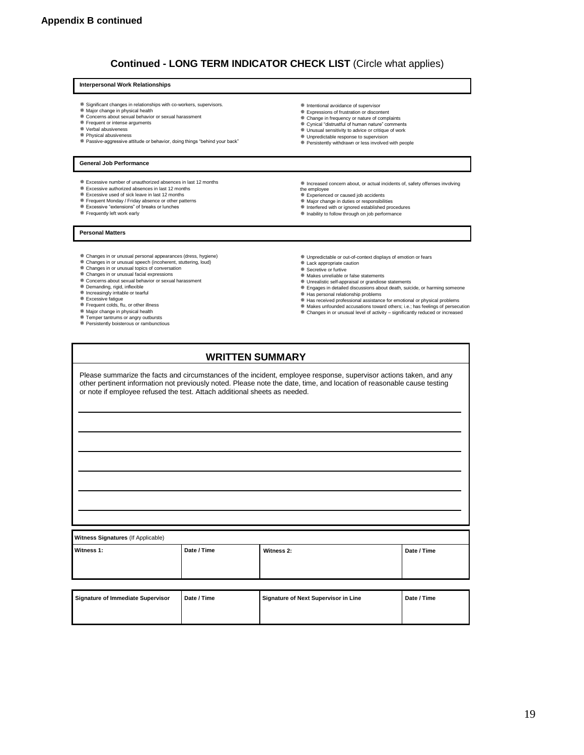**Appendix B continued**

## Continued - LONG TERM INDICATOR CHECK LIST (Circle what applies)

### Interpersonal Work Relationships

- Significant changes in relationships with co-workers, supervisors.
- Major change in physical health
- Concerns about sexual behavior or sexual harassment
- Frequent or intense arguments
- Verbal abusiveness
- Physical abusiveness
- Passive-aggressive attitude or behavior, doing things "behind your back"
- Intentional avoidance of supervisor
- Expressions of frustration or discontent
- Change in frequency or nature of complaints
- Cynical "distrustful of human nature" comments
- Unusual sensitivity to advice or critique of work
- Unpredictable response to supervision
- Persistently withdrawn or less involved with people

### General Job Performance

- Excessive number of unauthorized absences in last 12 months
- Excessive authorized absences in last 12 months
- Excessive used of sick leave in last 12 months
- Frequent Monday / Friday absence or other patterns
- Excessive "extensions" of breaks or lunches
- Frequently left work early
- Increased concern about, or actual incidents of, safety offenses involving the employee
- Experienced or caused job accidents
- Major change in duties or responsibilities
- Interfered with or ignored established procedures
- Inability to follow through on job performance

### Personal Matters

- Changes in or unusual personal appearances (dress, hygiene)
- Changes in or unusual speech (incoherent, stuttering, loud)
- Changes in or unusual topics of conversation
- Changes in or unusual facial expressions
- Concerns about sexual behavior or sexual harassment
- Demanding, rigid, inflexible
- Increasingly irritable or tearful
- Excessive fatigue
- Frequent colds, flu, or other illness
- Major change in physical health
- Temper tantrums or angry outbursts
- Persistently boisterous or rambunctious
- Unpredictable or out-of-context displays of emotion or fears
- Lack appropriate caution
- Secretive or furtive
- Makes unreliable or false statements
- Unrealistic self-appraisal or grandiose statements
- Engages in detailed discussions about death, suicide, or harming someone
- Has personal relationship problems
- Has received professional assistance for emotional or physical problems
- Makes unfounded accusations toward others; i.e.; has feelings of persecution
- Changes in or unusual level of activity – significantly reduced or increased

## WRITTEN SUMMARY

Please summarize the facts and circumstances of the incident, employee response, supervisor actions taken, and any other pertinent information not previously noted. Please note the date, time, and location of reasonable cause testing or note if employee refused the test. Attach additional sheets as needed.

\_\_\_\_\_\_\_\_\_\_\_\_\_\_\_\_\_\_\_\_\_\_\_\_\_\_\_\_\_\_\_\_\_\_\_\_\_\_\_\_\_\_\_\_\_\_\_\_

\_\_\_\_\_\_\_\_\_\_\_\_\_\_\_\_\_\_\_\_\_\_\_\_\_\_\_\_\_\_\_\_\_\_\_\_\_\_\_\_\_\_\_\_\_\_\_\_

\_\_\_\_\_\_\_\_\_\_\_\_\_\_\_\_\_\_\_\_\_\_\_\_\_\_\_\_\_\_\_\_\_\_\_\_\_\_\_\_\_\_\_\_\_\_\_\_

\_\_\_\_\_\_\_\_\_\_\_\_\_\_\_\_\_\_\_\_\_\_\_\_\_\_\_\_\_\_\_\_\_\_\_\_\_\_\_\_\_\_\_\_\_\_\_\_

\_\_\_\_\_\_\_\_\_\_\_\_\_\_\_\_\_\_\_\_\_\_\_\_\_\_\_\_\_\_\_\_\_\_\_\_\_\_\_\_\_\_\_\_\_\_\_\_

\_\_\_\_\_\_\_\_\_\_\_\_\_\_\_\_\_\_\_\_\_\_\_\_\_\_\_\_\_\_\_\_\_\_\_\_\_\_\_\_\_\_\_\_\_\_\_\_

**Witness Signatures** (If Applicable)

| Witness 1: | Date / Time | Witness 2: | Date / Time |
|---|---|---|---|
| | | | |

| Signature of Immediate Supervisor | Date / Time | Signature of Next Supervisor in Line | Date / Time |
|---|---|---|---|
| | | | |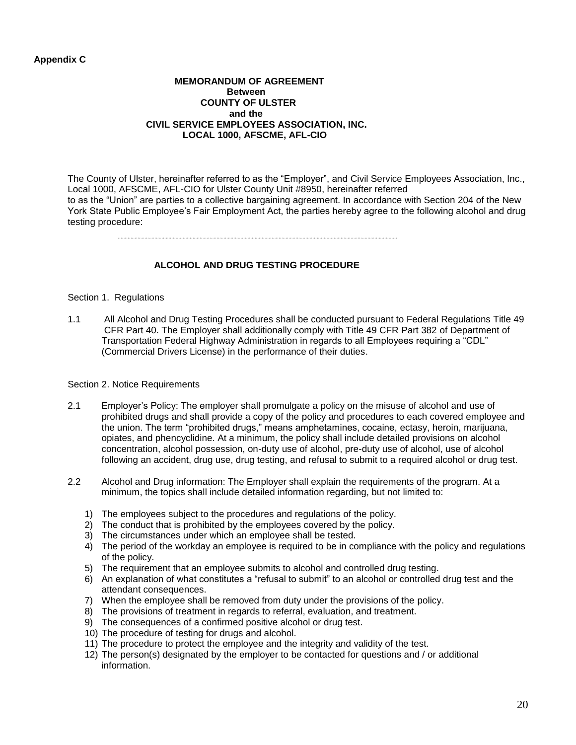**Appendix C**

**MEMORANDUM OF AGREEMENT**
**Between**
**COUNTY OF ULSTER**
**and the**
**CIVIL SERVICE EMPLOYEES ASSOCIATION, INC.**
**LOCAL 1000, AFSCME, AFL-CIO**

The County of Ulster, hereinafter referred to as the "Employer", and Civil Service Employees Association, Inc., Local 1000, AFSCME, AFL-CIO for Ulster County Unit #8950, hereinafter referred to as the "Union" are parties to a collective bargaining agreement. In accordance with Section 204 of the New York State Public Employee's Fair Employment Act, the parties hereby agree to the following alcohol and drug testing procedure:

---

## ALCOHOL AND DRUG TESTING PROCEDURE

Section 1. Regulations

1.1 All Alcohol and Drug Testing Procedures shall be conducted pursuant to Federal Regulations Title 49 CFR Part 40. The Employer shall additionally comply with Title 49 CFR Part 382 of Department of Transportation Federal Highway Administration in regards to all Employees requiring a "CDL" (Commercial Drivers License) in the performance of their duties.

Section 2. Notice Requirements

2.1 Employer's Policy: The employer shall promulgate a policy on the misuse of alcohol and use of prohibited drugs and shall provide a copy of the policy and procedures to each covered employee and the union. The term "prohibited drugs," means amphetamines, cocaine, ectasy, heroin, marijuana, opiates, and phencyclidine. At a minimum, the policy shall include detailed provisions on alcohol concentration, alcohol possession, on-duty use of alcohol, pre-duty use of alcohol, use of alcohol following an accident, drug use, drug testing, and refusal to submit to a required alcohol or drug test.

2.2 Alcohol and Drug information: The Employer shall explain the requirements of the program. At a minimum, the topics shall include detailed information regarding, but not limited to:

1) The employees subject to the procedures and regulations of the policy.
2) The conduct that is prohibited by the employees covered by the policy.
3) The circumstances under which an employee shall be tested.
4) The period of the workday an employee is required to be in compliance with the policy and regulations of the policy.
5) The requirement that an employee submits to alcohol and controlled drug testing.
6) An explanation of what constitutes a "refusal to submit" to an alcohol or controlled drug test and the attendant consequences.
7) When the employee shall be removed from duty under the provisions of the policy.
8) The provisions of treatment in regards to referral, evaluation, and treatment.
9) The consequences of a confirmed positive alcohol or drug test.
10) The procedure of testing for drugs and alcohol.
11) The procedure to protect the employee and the integrity and validity of the test.
12) The person(s) designated by the employer to be contacted for questions and / or additional information.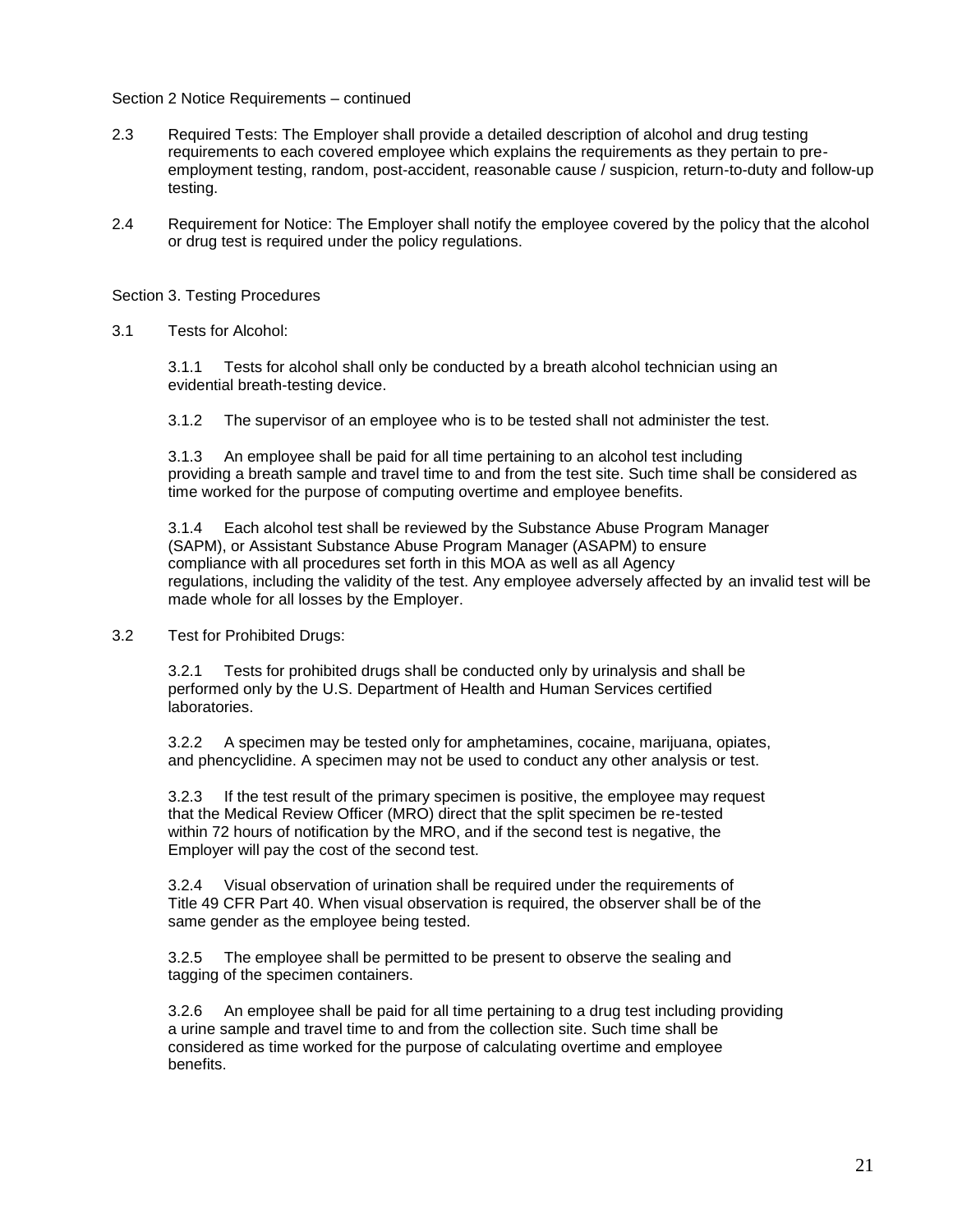Section 2 Notice Requirements – continued

2.3 Required Tests: The Employer shall provide a detailed description of alcohol and drug testing requirements to each covered employee which explains the requirements as they pertain to pre-employment testing, random, post-accident, reasonable cause / suspicion, return-to-duty and follow-up testing.

2.4 Requirement for Notice: The Employer shall notify the employee covered by the policy that the alcohol or drug test is required under the policy regulations.

Section 3. Testing Procedures

3.1 Tests for Alcohol:

3.1.1 Tests for alcohol shall only be conducted by a breath alcohol technician using an evidential breath-testing device.

3.1.2 The supervisor of an employee who is to be tested shall not administer the test.

3.1.3 An employee shall be paid for all time pertaining to an alcohol test including providing a breath sample and travel time to and from the test site. Such time shall be considered as time worked for the purpose of computing overtime and employee benefits.

3.1.4 Each alcohol test shall be reviewed by the Substance Abuse Program Manager (SAPM), or Assistant Substance Abuse Program Manager (ASAPM) to ensure compliance with all procedures set forth in this MOA as well as all Agency regulations, including the validity of the test. Any employee adversely affected by an invalid test will be made whole for all losses by the Employer.

3.2 Test for Prohibited Drugs:

3.2.1 Tests for prohibited drugs shall be conducted only by urinalysis and shall be performed only by the U.S. Department of Health and Human Services certified laboratories.

3.2.2 A specimen may be tested only for amphetamines, cocaine, marijuana, opiates, and phencyclidine. A specimen may not be used to conduct any other analysis or test.

3.2.3 If the test result of the primary specimen is positive, the employee may request that the Medical Review Officer (MRO) direct that the split specimen be re-tested within 72 hours of notification by the MRO, and if the second test is negative, the Employer will pay the cost of the second test.

3.2.4 Visual observation of urination shall be required under the requirements of Title 49 CFR Part 40. When visual observation is required, the observer shall be of the same gender as the employee being tested.

3.2.5 The employee shall be permitted to be present to observe the sealing and tagging of the specimen containers.

3.2.6 An employee shall be paid for all time pertaining to a drug test including providing a urine sample and travel time to and from the collection site. Such time shall be considered as time worked for the purpose of calculating overtime and employee benefits.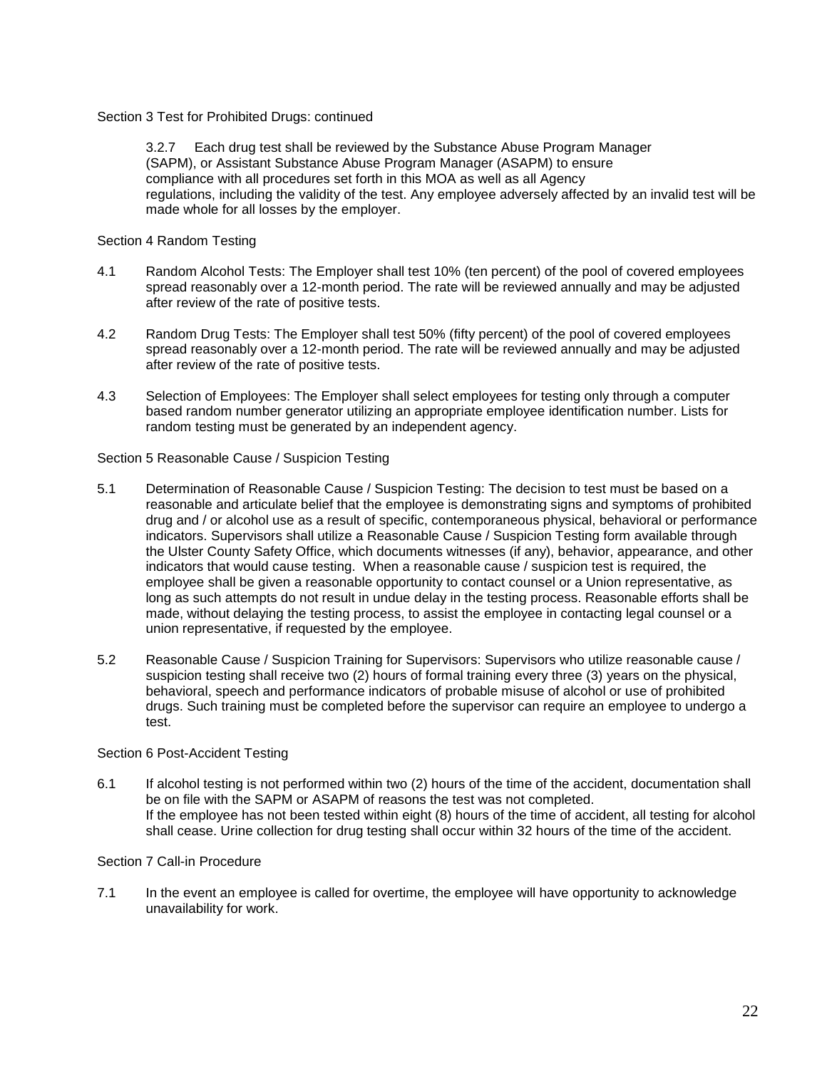Section 3 Test for Prohibited Drugs: continued

3.2.7 Each drug test shall be reviewed by the Substance Abuse Program Manager (SAPM), or Assistant Substance Abuse Program Manager (ASAPM) to ensure compliance with all procedures set forth in this MOA as well as all Agency regulations, including the validity of the test. Any employee adversely affected by an invalid test will be made whole for all losses by the employer.

Section 4 Random Testing

4.1 Random Alcohol Tests: The Employer shall test 10% (ten percent) of the pool of covered employees spread reasonably over a 12-month period. The rate will be reviewed annually and may be adjusted after review of the rate of positive tests.

4.2 Random Drug Tests: The Employer shall test 50% (fifty percent) of the pool of covered employees spread reasonably over a 12-month period. The rate will be reviewed annually and may be adjusted after review of the rate of positive tests.

4.3 Selection of Employees: The Employer shall select employees for testing only through a computer based random number generator utilizing an appropriate employee identification number. Lists for random testing must be generated by an independent agency.

Section 5 Reasonable Cause / Suspicion Testing

5.1 Determination of Reasonable Cause / Suspicion Testing: The decision to test must be based on a reasonable and articulate belief that the employee is demonstrating signs and symptoms of prohibited drug and / or alcohol use as a result of specific, contemporaneous physical, behavioral or performance indicators. Supervisors shall utilize a Reasonable Cause / Suspicion Testing form available through the Ulster County Safety Office, which documents witnesses (if any), behavior, appearance, and other indicators that would cause testing. When a reasonable cause / suspicion test is required, the employee shall be given a reasonable opportunity to contact counsel or a Union representative, as long as such attempts do not result in undue delay in the testing process. Reasonable efforts shall be made, without delaying the testing process, to assist the employee in contacting legal counsel or a union representative, if requested by the employee.

5.2 Reasonable Cause / Suspicion Training for Supervisors: Supervisors who utilize reasonable cause / suspicion testing shall receive two (2) hours of formal training every three (3) years on the physical, behavioral, speech and performance indicators of probable misuse of alcohol or use of prohibited drugs. Such training must be completed before the supervisor can require an employee to undergo a test.

Section 6 Post-Accident Testing

6.1 If alcohol testing is not performed within two (2) hours of the time of the accident, documentation shall be on file with the SAPM or ASAPM of reasons the test was not completed.
If the employee has not been tested within eight (8) hours of the time of accident, all testing for alcohol shall cease. Urine collection for drug testing shall occur within 32 hours of the time of the accident.

Section 7 Call-in Procedure

7.1 In the event an employee is called for overtime, the employee will have opportunity to acknowledge unavailability for work.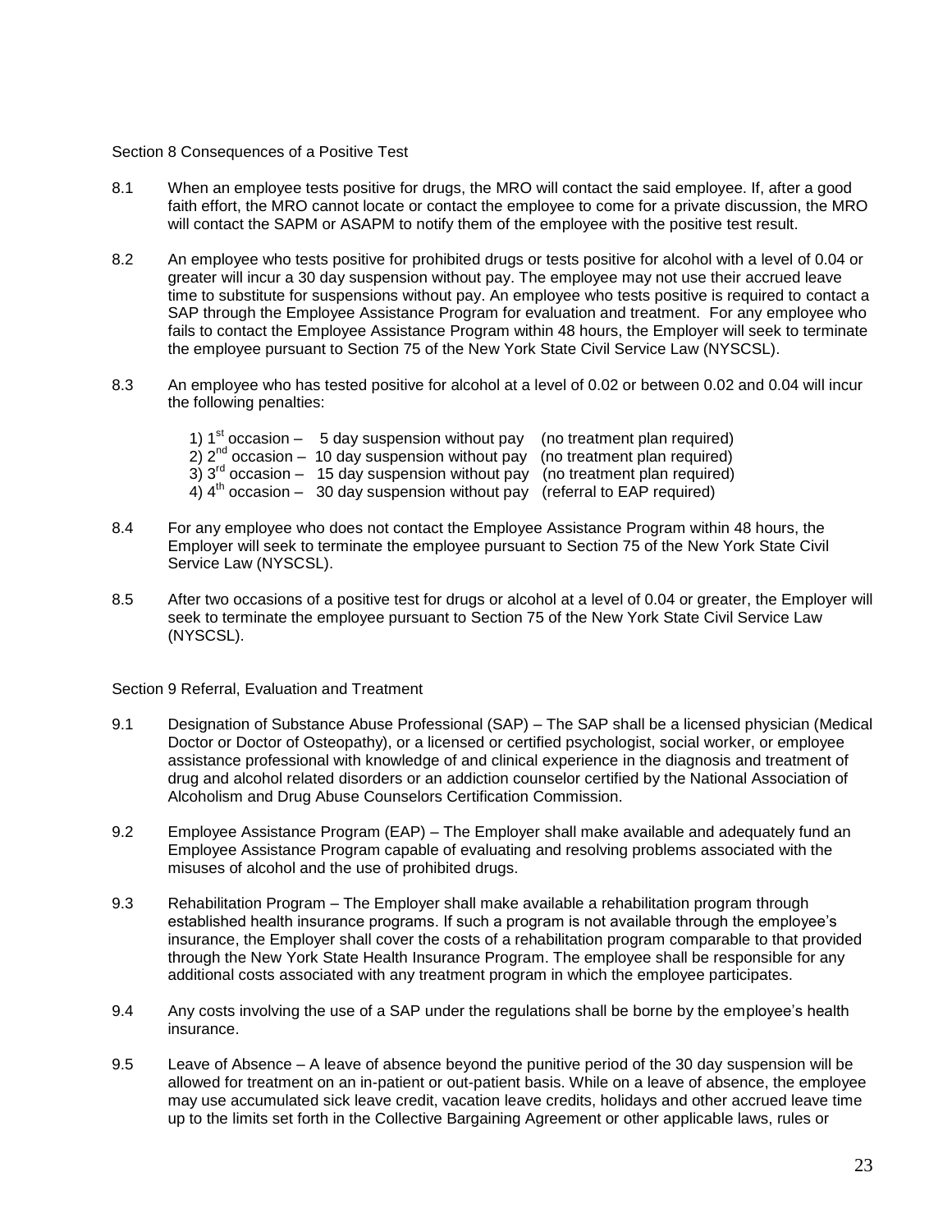Section 8 Consequences of a Positive Test

8.1 When an employee tests positive for drugs, the MRO will contact the said employee. If, after a good faith effort, the MRO cannot locate or contact the employee to come for a private discussion, the MRO will contact the SAPM or ASAPM to notify them of the employee with the positive test result.

8.2 An employee who tests positive for prohibited drugs or tests positive for alcohol with a level of 0.04 or greater will incur a 30 day suspension without pay. The employee may not use their accrued leave time to substitute for suspensions without pay. An employee who tests positive is required to contact a SAP through the Employee Assistance Program for evaluation and treatment. For any employee who fails to contact the Employee Assistance Program within 48 hours, the Employer will seek to terminate the employee pursuant to Section 75 of the New York State Civil Service Law (NYSCSL).

8.3 An employee who has tested positive for alcohol at a level of 0.02 or between 0.02 and 0.04 will incur the following penalties:

1) 1st occasion – 5 day suspension without pay (no treatment plan required)
2) 2nd occasion – 10 day suspension without pay (no treatment plan required)
3) 3rd occasion – 15 day suspension without pay (no treatment plan required)
4) 4th occasion – 30 day suspension without pay (referral to EAP required)

8.4 For any employee who does not contact the Employee Assistance Program within 48 hours, the Employer will seek to terminate the employee pursuant to Section 75 of the New York State Civil Service Law (NYSCSL).

8.5 After two occasions of a positive test for drugs or alcohol at a level of 0.04 or greater, the Employer will seek to terminate the employee pursuant to Section 75 of the New York State Civil Service Law (NYSCSL).

Section 9 Referral, Evaluation and Treatment

9.1 Designation of Substance Abuse Professional (SAP) – The SAP shall be a licensed physician (Medical Doctor or Doctor of Osteopathy), or a licensed or certified psychologist, social worker, or employee assistance professional with knowledge of and clinical experience in the diagnosis and treatment of drug and alcohol related disorders or an addiction counselor certified by the National Association of Alcoholism and Drug Abuse Counselors Certification Commission.

9.2 Employee Assistance Program (EAP) – The Employer shall make available and adequately fund an Employee Assistance Program capable of evaluating and resolving problems associated with the misuses of alcohol and the use of prohibited drugs.

9.3 Rehabilitation Program – The Employer shall make available a rehabilitation program through established health insurance programs. If such a program is not available through the employee's insurance, the Employer shall cover the costs of a rehabilitation program comparable to that provided through the New York State Health Insurance Program. The employee shall be responsible for any additional costs associated with any treatment program in which the employee participates.

9.4 Any costs involving the use of a SAP under the regulations shall be borne by the employee's health insurance.

9.5 Leave of Absence – A leave of absence beyond the punitive period of the 30 day suspension will be allowed for treatment on an in-patient or out-patient basis. While on a leave of absence, the employee may use accumulated sick leave credit, vacation leave credits, holidays and other accrued leave time up to the limits set forth in the Collective Bargaining Agreement or other applicable laws, rules or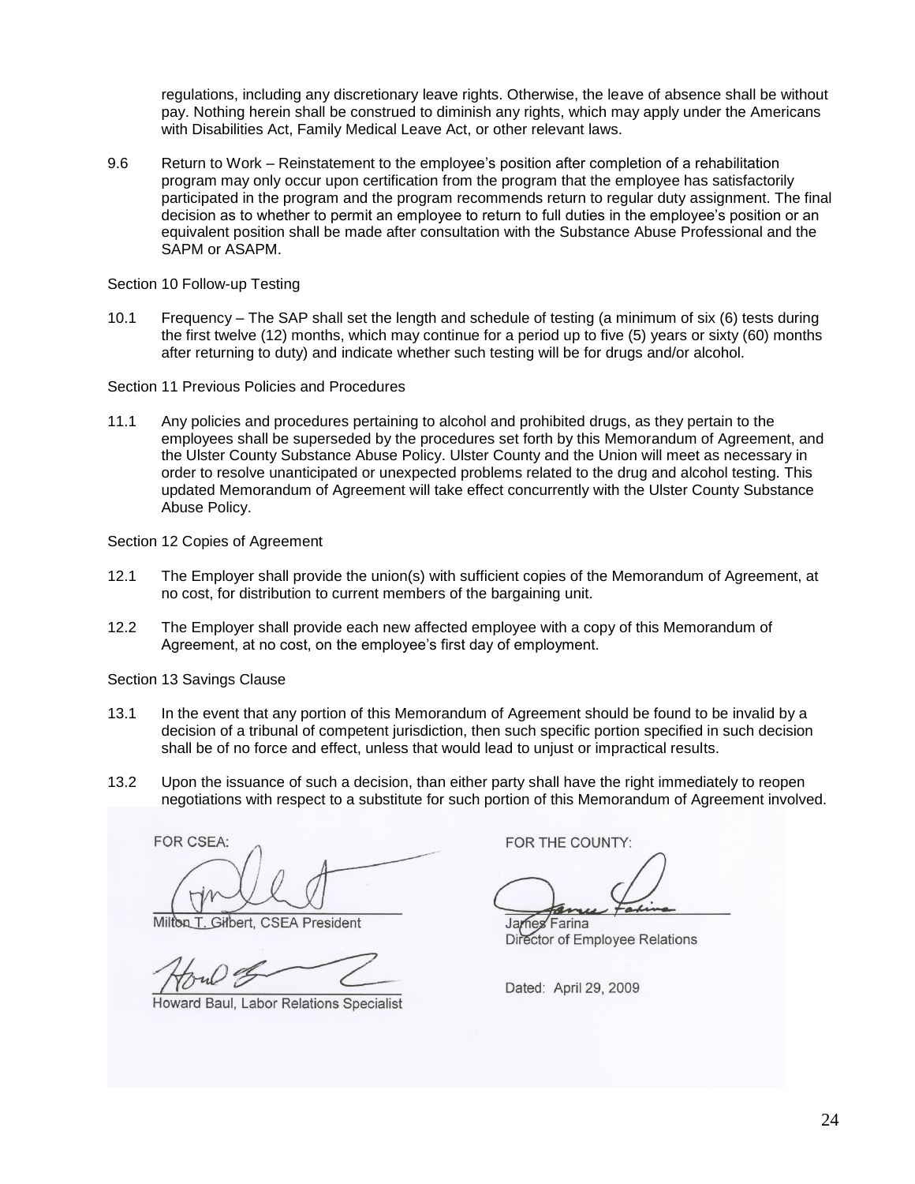regulations, including any discretionary leave rights. Otherwise, the leave of absence shall be without pay. Nothing herein shall be construed to diminish any rights, which may apply under the Americans with Disabilities Act, Family Medical Leave Act, or other relevant laws.

9.6 Return to Work – Reinstatement to the employee's position after completion of a rehabilitation program may only occur upon certification from the program that the employee has satisfactorily participated in the program and the program recommends return to regular duty assignment. The final decision as to whether to permit an employee to return to full duties in the employee's position or an equivalent position shall be made after consultation with the Substance Abuse Professional and the SAPM or ASAPM.

Section 10 Follow-up Testing

10.1 Frequency – The SAP shall set the length and schedule of testing (a minimum of six (6) tests during the first twelve (12) months, which may continue for a period up to five (5) years or sixty (60) months after returning to duty) and indicate whether such testing will be for drugs and/or alcohol.

Section 11 Previous Policies and Procedures

11.1 Any policies and procedures pertaining to alcohol and prohibited drugs, as they pertain to the employees shall be superseded by the procedures set forth by this Memorandum of Agreement, and the Ulster County Substance Abuse Policy. Ulster County and the Union will meet as necessary in order to resolve unanticipated or unexpected problems related to the drug and alcohol testing. This updated Memorandum of Agreement will take effect concurrently with the Ulster County Substance Abuse Policy.

Section 12 Copies of Agreement

12.1 The Employer shall provide the union(s) with sufficient copies of the Memorandum of Agreement, at no cost, for distribution to current members of the bargaining unit.

12.2 The Employer shall provide each new affected employee with a copy of this Memorandum of Agreement, at no cost, on the employee's first day of employment.

Section 13 Savings Clause

13.1 In the event that any portion of this Memorandum of Agreement should be found to be invalid by a decision of a tribunal of competent jurisdiction, then such specific portion specified in such decision shall be of no force and effect, unless that would lead to unjust or impractical results.

13.2 Upon the issuance of such a decision, than either party shall have the right immediately to reopen negotiations with respect to a substitute for such portion of this Memorandum of Agreement involved.

FOR CSEA:

Milton T. Gilbert, CSEA President

Howard Baul, Labor Relations Specialist

FOR THE COUNTY:

James Farina
Director of Employee Relations

Dated: April 29, 2009